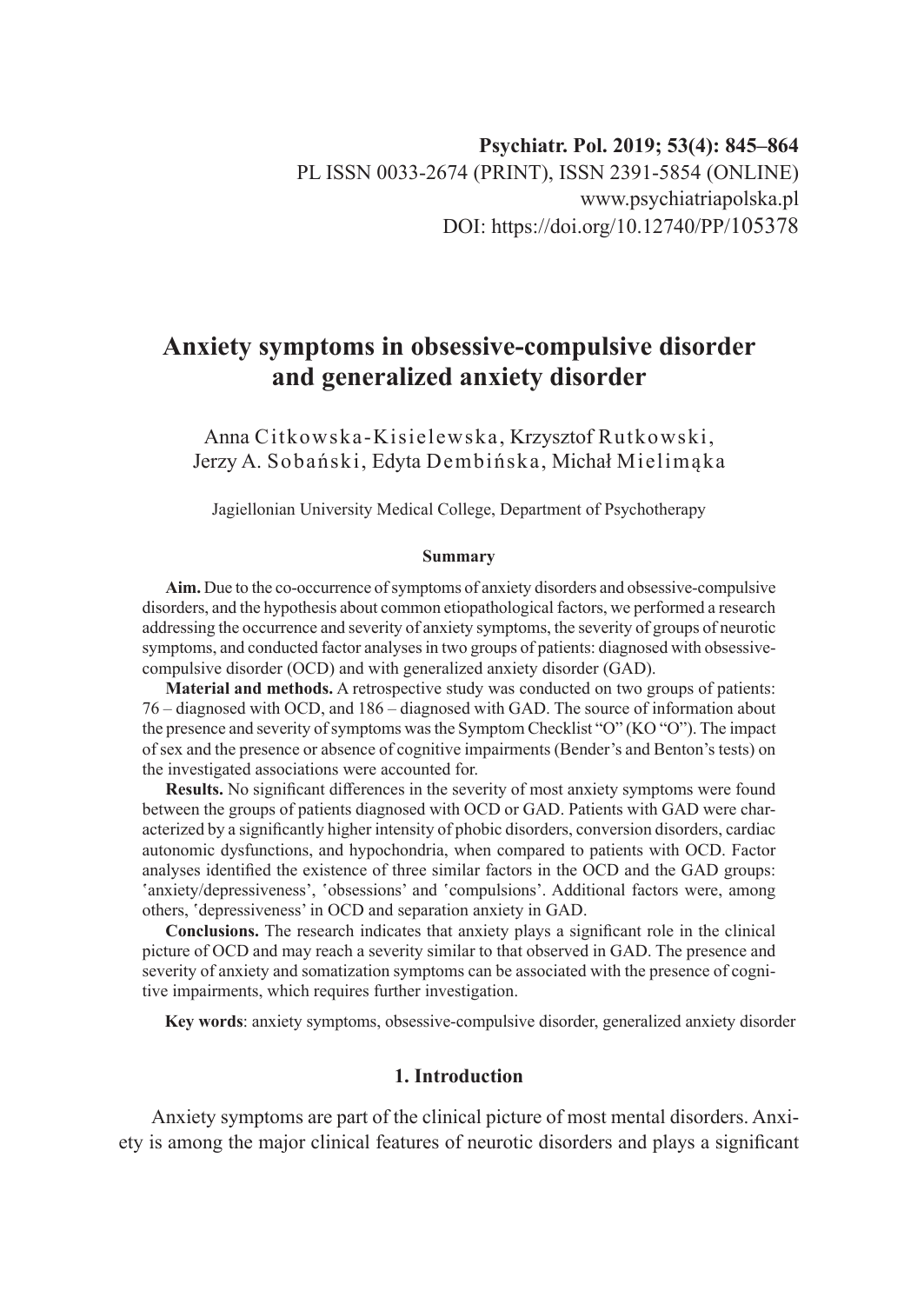**Psychiatr. Pol. 2019; 53(4): 845–864**
PL ISSN 0033-2674 (PRINT), ISSN 2391-5854 (ONLINE)
www.psychiatriapolska.pl
DOI: https://doi.org/10.12740/PP/105378

# Anxiety symptoms in obsessive-compulsive disorder and generalized anxiety disorder

Anna Citkowska-Kisielewska, Krzysztof Rutkowski, Jerzy A. Sobański, Edyta Dembińska, Michał Mielimąka

Jagiellonian University Medical College, Department of Psychotherapy

**Summary**

**Aim.** Due to the co-occurrence of symptoms of anxiety disorders and obsessive-compulsive disorders, and the hypothesis about common etiopathological factors, we performed a research addressing the occurrence and severity of anxiety symptoms, the severity of groups of neurotic symptoms, and conducted factor analyses in two groups of patients: diagnosed with obsessive-compulsive disorder (OCD) and with generalized anxiety disorder (GAD).

**Material and methods.** A retrospective study was conducted on two groups of patients: 76 – diagnosed with OCD, and 186 – diagnosed with GAD. The source of information about the presence and severity of symptoms was the Symptom Checklist "O" (KO "O"). The impact of sex and the presence or absence of cognitive impairments (Bender's and Benton's tests) on the investigated associations were accounted for.

**Results.** No significant differences in the severity of most anxiety symptoms were found between the groups of patients diagnosed with OCD or GAD. Patients with GAD were characterized by a significantly higher intensity of phobic disorders, conversion disorders, cardiac autonomic dysfunctions, and hypochondria, when compared to patients with OCD. Factor analyses identified the existence of three similar factors in the OCD and the GAD groups: 'anxiety/depressiveness', 'obsessions' and 'compulsions'. Additional factors were, among others, 'depressiveness' in OCD and separation anxiety in GAD.

**Conclusions.** The research indicates that anxiety plays a significant role in the clinical picture of OCD and may reach a severity similar to that observed in GAD. The presence and severity of anxiety and somatization symptoms can be associated with the presence of cognitive impairments, which requires further investigation.

**Key words**: anxiety symptoms, obsessive-compulsive disorder, generalized anxiety disorder

## 1. Introduction

Anxiety symptoms are part of the clinical picture of most mental disorders. Anxiety is among the major clinical features of neurotic disorders and plays a significant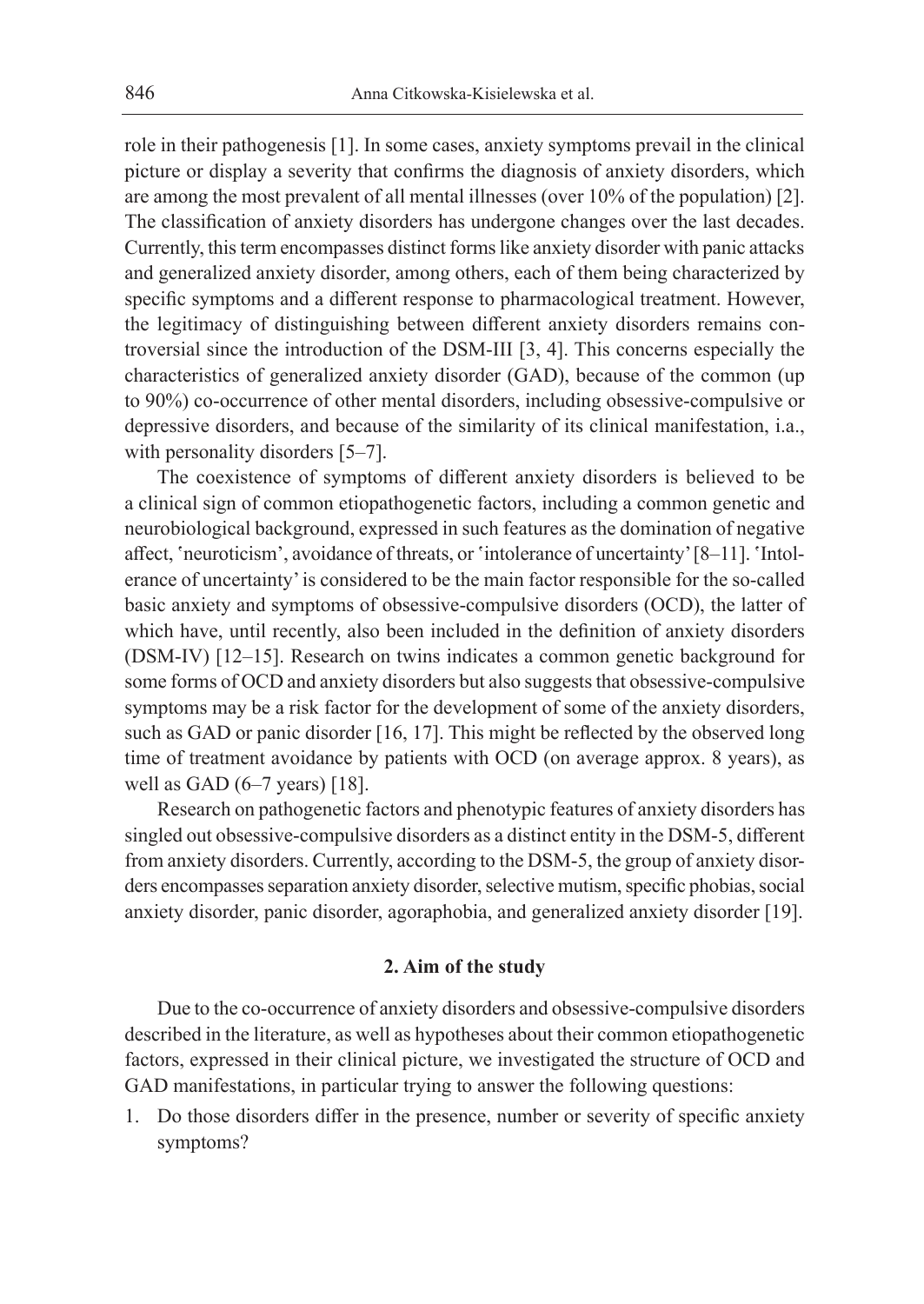role in their pathogenesis [1]. In some cases, anxiety symptoms prevail in the clinical picture or display a severity that confirms the diagnosis of anxiety disorders, which are among the most prevalent of all mental illnesses (over 10% of the population) [2]. The classification of anxiety disorders has undergone changes over the last decades. Currently, this term encompasses distinct forms like anxiety disorder with panic attacks and generalized anxiety disorder, among others, each of them being characterized by specific symptoms and a different response to pharmacological treatment. However, the legitimacy of distinguishing between different anxiety disorders remains controversial since the introduction of the DSM-III [3, 4]. This concerns especially the characteristics of generalized anxiety disorder (GAD), because of the common (up to 90%) co-occurrence of other mental disorders, including obsessive-compulsive or depressive disorders, and because of the similarity of its clinical manifestation, i.a., with personality disorders [5–7].

The coexistence of symptoms of different anxiety disorders is believed to be a clinical sign of common etiopathogenetic factors, including a common genetic and neurobiological background, expressed in such features as the domination of negative affect, 'neuroticism', avoidance of threats, or 'intolerance of uncertainty' [8–11]. 'Intolerance of uncertainty' is considered to be the main factor responsible for the so-called basic anxiety and symptoms of obsessive-compulsive disorders (OCD), the latter of which have, until recently, also been included in the definition of anxiety disorders (DSM-IV) [12–15]. Research on twins indicates a common genetic background for some forms of OCD and anxiety disorders but also suggests that obsessive-compulsive symptoms may be a risk factor for the development of some of the anxiety disorders, such as GAD or panic disorder [16, 17]. This might be reflected by the observed long time of treatment avoidance by patients with OCD (on average approx. 8 years), as well as GAD (6–7 years) [18].

Research on pathogenetic factors and phenotypic features of anxiety disorders has singled out obsessive-compulsive disorders as a distinct entity in the DSM-5, different from anxiety disorders. Currently, according to the DSM-5, the group of anxiety disorders encompasses separation anxiety disorder, selective mutism, specific phobias, social anxiety disorder, panic disorder, agoraphobia, and generalized anxiety disorder [19].

## 2. Aim of the study

Due to the co-occurrence of anxiety disorders and obsessive-compulsive disorders described in the literature, as well as hypotheses about their common etiopathogenetic factors, expressed in their clinical picture, we investigated the structure of OCD and GAD manifestations, in particular trying to answer the following questions:

1. Do those disorders differ in the presence, number or severity of specific anxiety symptoms?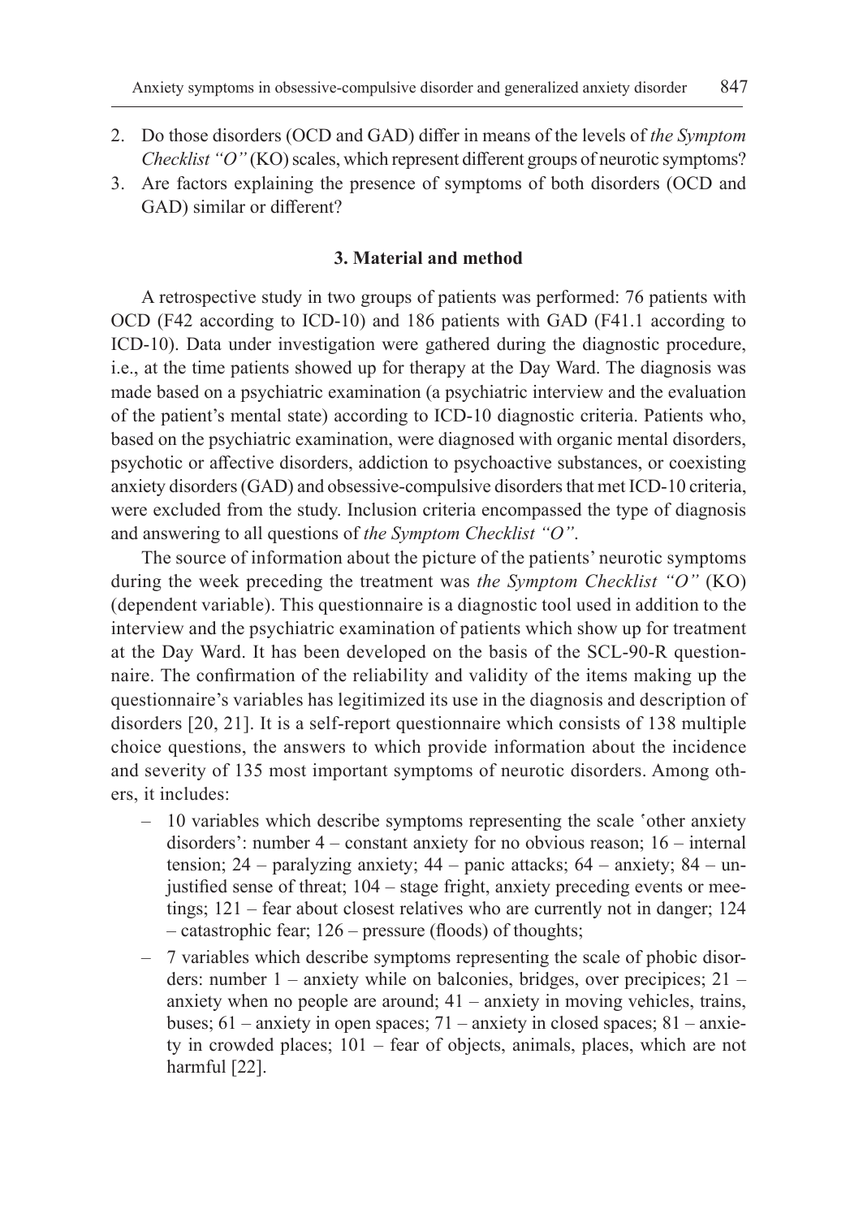2. Do those disorders (OCD and GAD) differ in means of the levels of *the Symptom Checklist "O"* (KO) scales, which represent different groups of neurotic symptoms?
3. Are factors explaining the presence of symptoms of both disorders (OCD and GAD) similar or different?

### 3. Material and method

A retrospective study in two groups of patients was performed: 76 patients with OCD (F42 according to ICD-10) and 186 patients with GAD (F41.1 according to ICD-10). Data under investigation were gathered during the diagnostic procedure, i.e., at the time patients showed up for therapy at the Day Ward. The diagnosis was made based on a psychiatric examination (a psychiatric interview and the evaluation of the patient's mental state) according to ICD-10 diagnostic criteria. Patients who, based on the psychiatric examination, were diagnosed with organic mental disorders, psychotic or affective disorders, addiction to psychoactive substances, or coexisting anxiety disorders (GAD) and obsessive-compulsive disorders that met ICD-10 criteria, were excluded from the study. Inclusion criteria encompassed the type of diagnosis and answering to all questions of *the Symptom Checklist "O"*.

The source of information about the picture of the patients' neurotic symptoms during the week preceding the treatment was *the Symptom Checklist "O"* (KO) (dependent variable). This questionnaire is a diagnostic tool used in addition to the interview and the psychiatric examination of patients which show up for treatment at the Day Ward. It has been developed on the basis of the SCL-90-R questionnaire. The confirmation of the reliability and validity of the items making up the questionnaire's variables has legitimized its use in the diagnosis and description of disorders [20, 21]. It is a self-report questionnaire which consists of 138 multiple choice questions, the answers to which provide information about the incidence and severity of 135 most important symptoms of neurotic disorders. Among others, it includes:

- 10 variables which describe symptoms representing the scale 'other anxiety disorders': number 4 – constant anxiety for no obvious reason; 16 – internal tension; 24 – paralyzing anxiety; 44 – panic attacks; 64 – anxiety; 84 – unjustified sense of threat; 104 – stage fright, anxiety preceding events or meetings; 121 – fear about closest relatives who are currently not in danger; 124 – catastrophic fear; 126 – pressure (floods) of thoughts;
- 7 variables which describe symptoms representing the scale of phobic disorders: number 1 – anxiety while on balconies, bridges, over precipices; 21 – anxiety when no people are around; 41 – anxiety in moving vehicles, trains, buses; 61 – anxiety in open spaces; 71 – anxiety in closed spaces; 81 – anxiety in crowded places; 101 – fear of objects, animals, places, which are not harmful [22].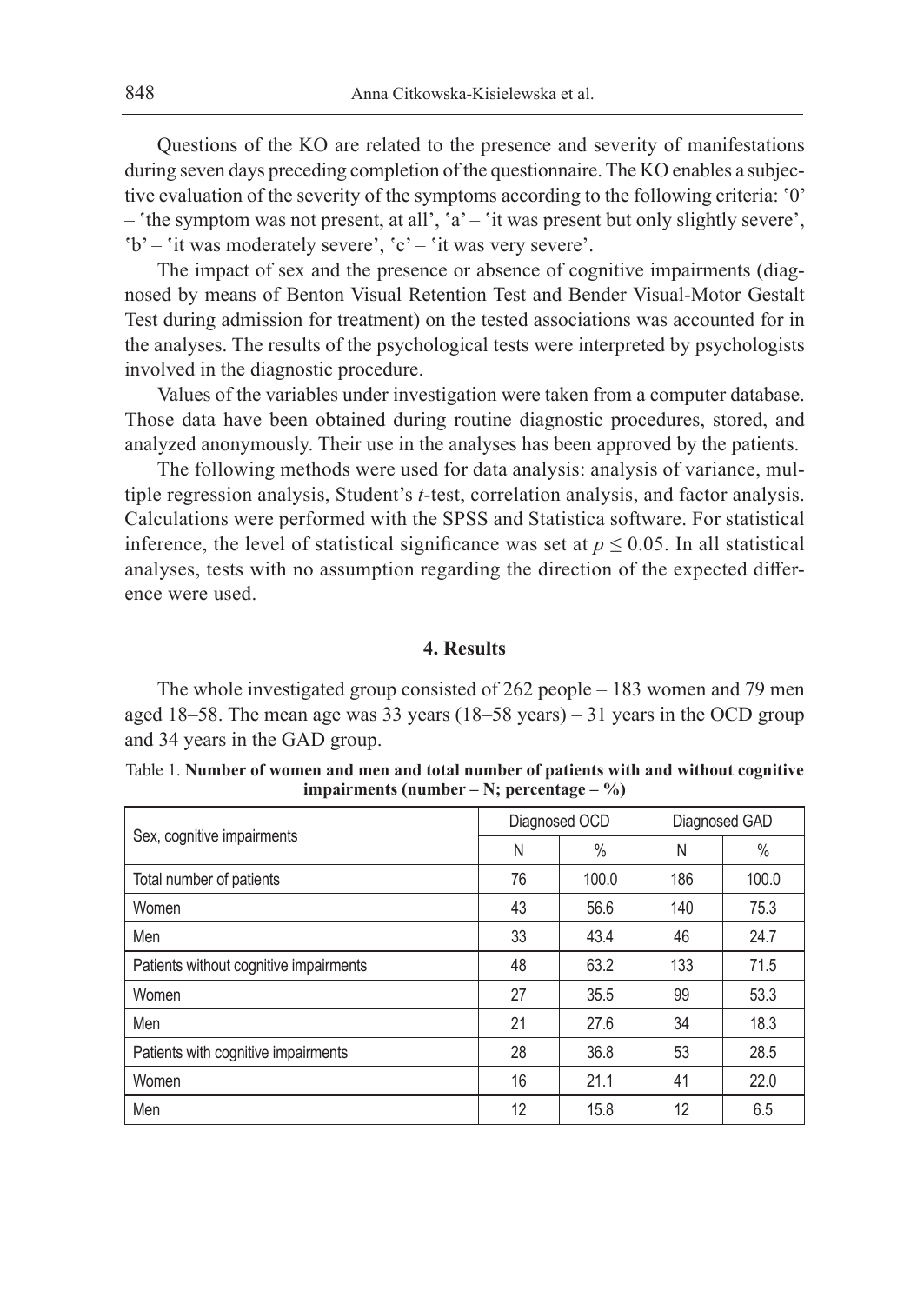Questions of the KO are related to the presence and severity of manifestations during seven days preceding completion of the questionnaire. The KO enables a subjective evaluation of the severity of the symptoms according to the following criteria: '0' – 'the symptom was not present, at all', 'a' – 'it was present but only slightly severe', 'b' – 'it was moderately severe', 'c' – 'it was very severe'.

The impact of sex and the presence or absence of cognitive impairments (diagnosed by means of Benton Visual Retention Test and Bender Visual-Motor Gestalt Test during admission for treatment) on the tested associations was accounted for in the analyses. The results of the psychological tests were interpreted by psychologists involved in the diagnostic procedure.

Values of the variables under investigation were taken from a computer database. Those data have been obtained during routine diagnostic procedures, stored, and analyzed anonymously. Their use in the analyses has been approved by the patients.

The following methods were used for data analysis: analysis of variance, multiple regression analysis, Student's *t*-test, correlation analysis, and factor analysis. Calculations were performed with the SPSS and Statistica software. For statistical inference, the level of statistical significance was set at $p \leq 0.05$. In all statistical analyses, tests with no assumption regarding the direction of the expected difference were used.

## 4. Results

The whole investigated group consisted of 262 people – 183 women and 79 men aged 18–58. The mean age was 33 years (18–58 years) – 31 years in the OCD group and 34 years in the GAD group.

Table 1. **Number of women and men and total number of patients with and without cognitive impairments (number – N; percentage – %)**

| Sex, cognitive impairments | Diagnosed OCD | | Diagnosed GAD | |
|---|---|---|---|---|
| | N | % | N | % |
| Total number of patients | 76 | 100.0 | 186 | 100.0 |
| Women | 43 | 56.6 | 140 | 75.3 |
| Men | 33 | 43.4 | 46 | 24.7 |
| Patients without cognitive impairments | 48 | 63.2 | 133 | 71.5 |
| Women | 27 | 35.5 | 99 | 53.3 |
| Men | 21 | 27.6 | 34 | 18.3 |
| Patients with cognitive impairments | 28 | 36.8 | 53 | 28.5 |
| Women | 16 | 21.1 | 41 | 22.0 |
| Men | 12 | 15.8 | 12 | 6.5 |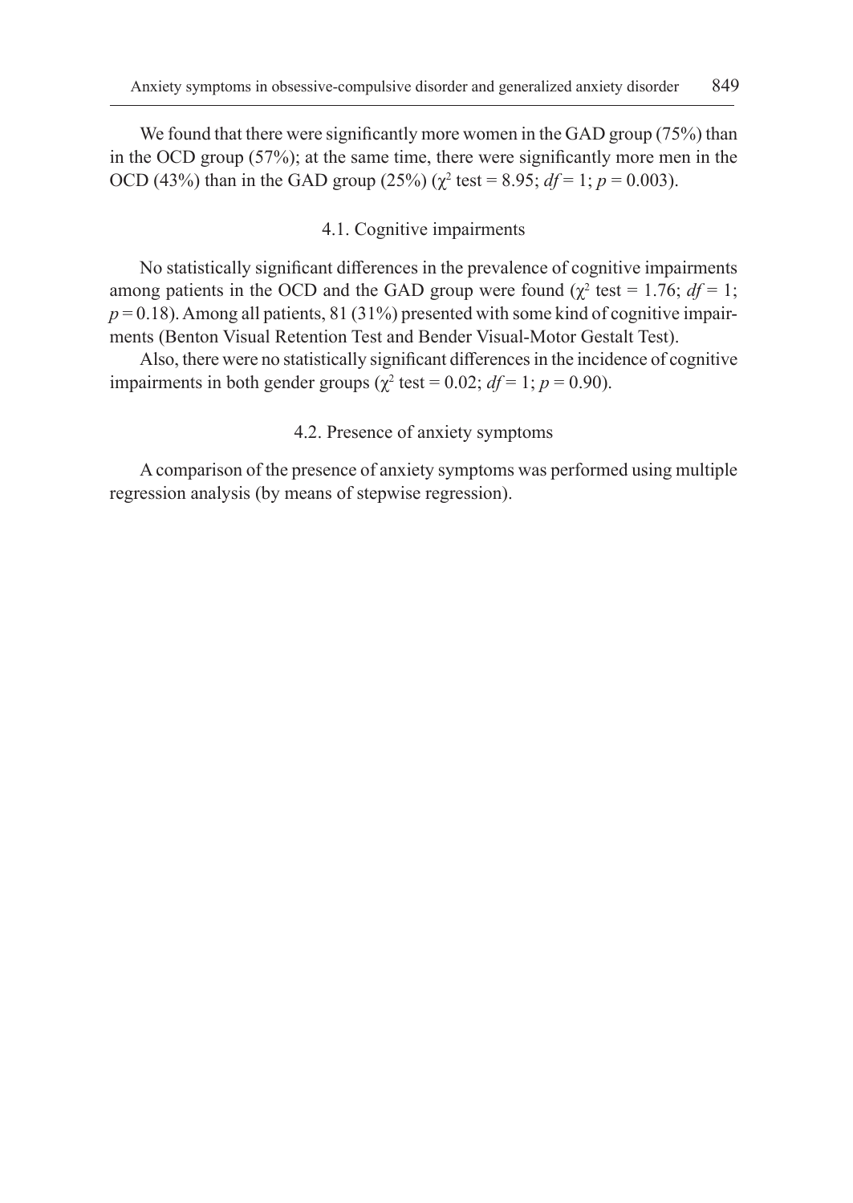We found that there were significantly more women in the GAD group (75%) than in the OCD group (57%); at the same time, there were significantly more men in the OCD (43%) than in the GAD group (25%) ($\chi^2$ test = 8.95; $df = 1$; $p = 0.003$).

### 4.1. Cognitive impairments

No statistically significant differences in the prevalence of cognitive impairments among patients in the OCD and the GAD group were found ($\chi^2$ test = 1.76; $df = 1$; $p = 0.18$). Among all patients, 81 (31%) presented with some kind of cognitive impairments (Benton Visual Retention Test and Bender Visual-Motor Gestalt Test).

Also, there were no statistically significant differences in the incidence of cognitive impairments in both gender groups ($\chi^2$ test = 0.02; $df = 1$; $p = 0.90$).

### 4.2. Presence of anxiety symptoms

A comparison of the presence of anxiety symptoms was performed using multiple regression analysis (by means of stepwise regression).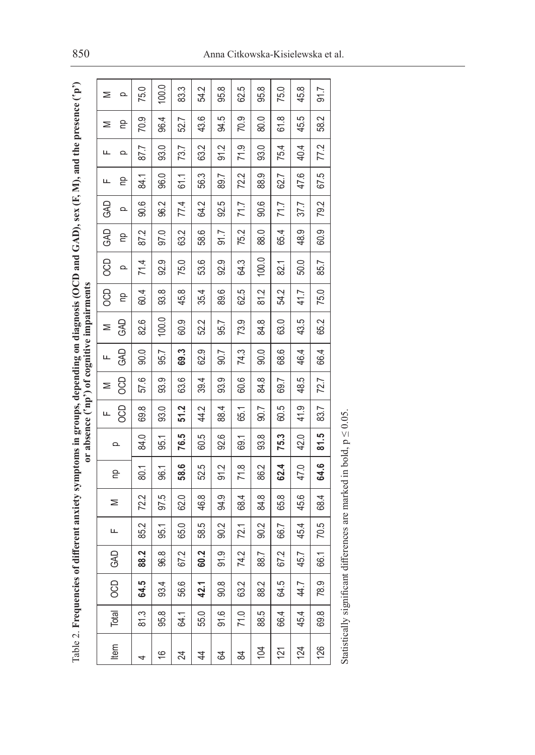Table 2. **Frequencies of different anxiety symptoms in groups, depending on diagnosis (OCD and GAD), sex (F, M), and the presence ('p') or absence ('np') of cognitive impairments**

| Item | Total | OCD | GAD | F | M | np | p | F OCD | M OCD | F GAD | M GAD | OCD np | OCD p | GAD np | GAD p | F np | F p | M np | M p |
|---|---|---|---|---|---|---|---|---|---|---|---|---|---|---|---|---|---|---|---|
| 4 | 81.3 | **64.5** | **88.2** | 85.2 | 72.2 | 80.1 | 84.0 | 69.8 | 57.6 | 90.0 | 82.6 | 60.4 | 71.4 | 87.2 | 90.6 | 84.1 | 87.7 | 70.9 | 75.0 |
| 16 | 95.8 | 93.4 | 96.8 | 95.1 | 97.5 | 96.1 | 95.1 | 93.0 | 93.9 | 95.7 | 100.0 | 93.8 | 92.9 | 97.0 | 96.2 | 96.0 | 93.0 | 96.4 | 100.0 |
| 24 | 64.1 | 56.6 | 67.2 | 65.0 | 62.0 | **58.6** | **76.5** | **51.2** | 63.6 | **69.3** | 60.9 | 45.8 | 75.0 | 63.2 | 77.4 | 61.1 | 73.7 | 52.7 | 83.3 |
| 44 | 55.0 | **42.1** | **60.2** | 58.5 | 46.8 | 52.5 | 60.5 | 44.2 | 39.4 | 62.9 | 52.2 | 35.4 | 53.6 | 58.6 | 64.2 | 56.3 | 63.2 | 43.6 | 54.2 |
| 64 | 91.6 | 90.8 | 91.9 | 90.2 | 94.9 | 91.2 | 92.6 | 88.4 | 93.9 | 90.7 | 95.7 | 89.6 | 92.9 | 91.7 | 92.5 | 89.7 | 91.2 | 94.5 | 95.8 |
| 84 | 71.0 | 63.2 | 74.2 | 72.1 | 68.4 | 71.8 | 69.1 | 65.1 | 60.6 | 74.3 | 73.9 | 62.5 | 64.3 | 75.2 | 71.7 | 72.2 | 71.9 | 70.9 | 62.5 |
| 104 | 88.5 | 88.2 | 88.7 | 90.2 | 84.8 | 86.2 | 93.8 | 90.7 | 84.8 | 90.0 | 84.8 | 81.2 | 100.0 | 88.0 | 90.6 | 88.9 | 93.0 | 80.0 | 95.8 |
| 121 | 66.4 | 64.5 | 67.2 | 66.7 | 65.8 | **62.4** | **75.3** | 60.5 | 69.7 | 68.6 | 63.0 | 54.2 | 82.1 | 65.4 | 71.7 | 62.7 | 75.4 | 61.8 | 75.0 |
| 124 | 45.4 | 44.7 | 45.7 | 45.4 | 45.6 | 47.0 | 42.0 | 41.9 | 48.5 | 46.4 | 43.5 | 41.7 | 50.0 | 48.9 | 37.7 | 47.6 | 40.4 | 45.5 | 45.8 |
| 126 | 69.8 | 78.9 | 66.1 | 70.5 | 68.4 | **64.6** | **81.5** | 83.7 | 72.7 | 66.4 | 65.2 | 75.0 | 85.7 | 60.9 | 79.2 | 67.5 | 77.2 | 58.2 | 91.7 |

Statistically significant differences are marked in bold, $p \leq 0.05$.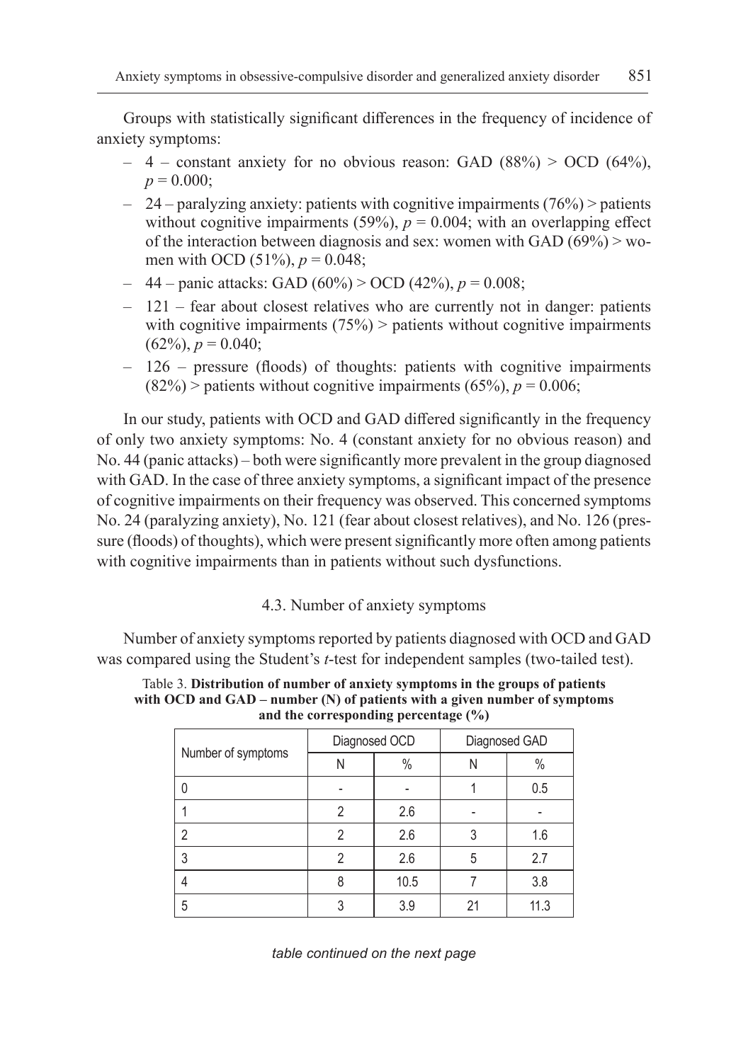Groups with statistically significant differences in the frequency of incidence of anxiety symptoms:

- 4 – constant anxiety for no obvious reason: GAD (88%) > OCD (64%), $p = 0.000$;
- 24 – paralyzing anxiety: patients with cognitive impairments (76%) > patients without cognitive impairments (59%), $p = 0.004$; with an overlapping effect of the interaction between diagnosis and sex: women with GAD (69%) > women with OCD (51%), $p = 0.048$;
- 44 – panic attacks: GAD (60%) > OCD (42%), $p = 0.008$;
- 121 – fear about closest relatives who are currently not in danger: patients with cognitive impairments (75%) > patients without cognitive impairments (62%), $p = 0.040$;
- 126 – pressure (floods) of thoughts: patients with cognitive impairments (82%) > patients without cognitive impairments (65%), $p = 0.006$;

In our study, patients with OCD and GAD differed significantly in the frequency of only two anxiety symptoms: No. 4 (constant anxiety for no obvious reason) and No. 44 (panic attacks) – both were significantly more prevalent in the group diagnosed with GAD. In the case of three anxiety symptoms, a significant impact of the presence of cognitive impairments on their frequency was observed. This concerned symptoms No. 24 (paralyzing anxiety), No. 121 (fear about closest relatives), and No. 126 (pressure (floods) of thoughts), which were present significantly more often among patients with cognitive impairments than in patients without such dysfunctions.

### 4.3. Number of anxiety symptoms

Number of anxiety symptoms reported by patients diagnosed with OCD and GAD was compared using the Student's *t*-test for independent samples (two-tailed test).

Table 3. **Distribution of number of anxiety symptoms in the groups of patients with OCD and GAD – number (N) of patients with a given number of symptoms and the corresponding percentage (%)**

| Number of symptoms | Diagnosed OCD | | Diagnosed GAD | |
|---|---|---|---|---|
| | N | % | N | % |
| 0 | - | - | 1 | 0.5 |
| 1 | 2 | 2.6 | - | - |
| 2 | 2 | 2.6 | 3 | 1.6 |
| 3 | 2 | 2.6 | 5 | 2.7 |
| 4 | 8 | 10.5 | 7 | 3.8 |
| 5 | 3 | 3.9 | 21 | 11.3 |

*table continued on the next page*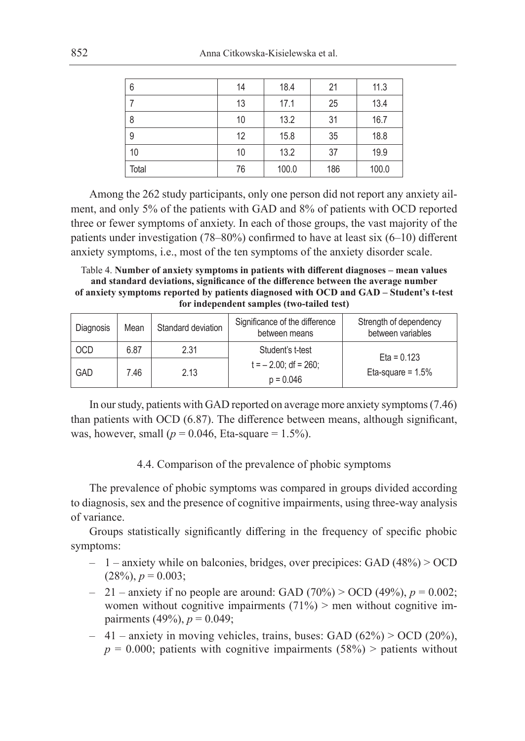| 6 | 14 | 18.4 | 21 | 11.3 |
|---|---|---|---|---|
| 7 | 13 | 17.1 | 25 | 13.4 |
| 8 | 10 | 13.2 | 31 | 16.7 |
| 9 | 12 | 15.8 | 35 | 18.8 |
| 10 | 10 | 13.2 | 37 | 19.9 |
| Total | 76 | 100.0 | 186 | 100.0 |

Among the 262 study participants, only one person did not report any anxiety ailment, and only 5% of the patients with GAD and 8% of patients with OCD reported three or fewer symptoms of anxiety. In each of those groups, the vast majority of the patients under investigation (78–80%) confirmed to have at least six (6–10) different anxiety symptoms, i.e., most of the ten symptoms of the anxiety disorder scale.

Table 4. **Number of anxiety symptoms in patients with different diagnoses – mean values and standard deviations, significance of the difference between the average number of anxiety symptoms reported by patients diagnosed with OCD and GAD – Student's t-test for independent samples (two-tailed test)**

| Diagnosis | Mean | Standard deviation | Significance of the difference between means | Strength of dependency between variables |
|---|---|---|---|---|
| OCD | 6.87 | 2.31 | Student's t-test $t = -2.00$; df = 260; $p = 0.046$ | Eta = 0.123 Eta-square = 1.5% |
| GAD | 7.46 | 2.13 | | |

In our study, patients with GAD reported on average more anxiety symptoms (7.46) than patients with OCD (6.87). The difference between means, although significant, was, however, small ($p = 0.046$, Eta-square = 1.5%).

### 4.4. Comparison of the prevalence of phobic symptoms

The prevalence of phobic symptoms was compared in groups divided according to diagnosis, sex and the presence of cognitive impairments, using three-way analysis of variance.

Groups statistically significantly differing in the frequency of specific phobic symptoms:

- 1 – anxiety while on balconies, bridges, over precipices: GAD (48%) > OCD (28%), $p = 0.003$;
- 21 – anxiety if no people are around: GAD (70%) > OCD (49%), $p = 0.002$; women without cognitive impairments (71%) > men without cognitive impairments (49%), $p = 0.049$;
- 41 – anxiety in moving vehicles, trains, buses: GAD (62%) > OCD (20%), $p = 0.000$; patients with cognitive impairments (58%) > patients without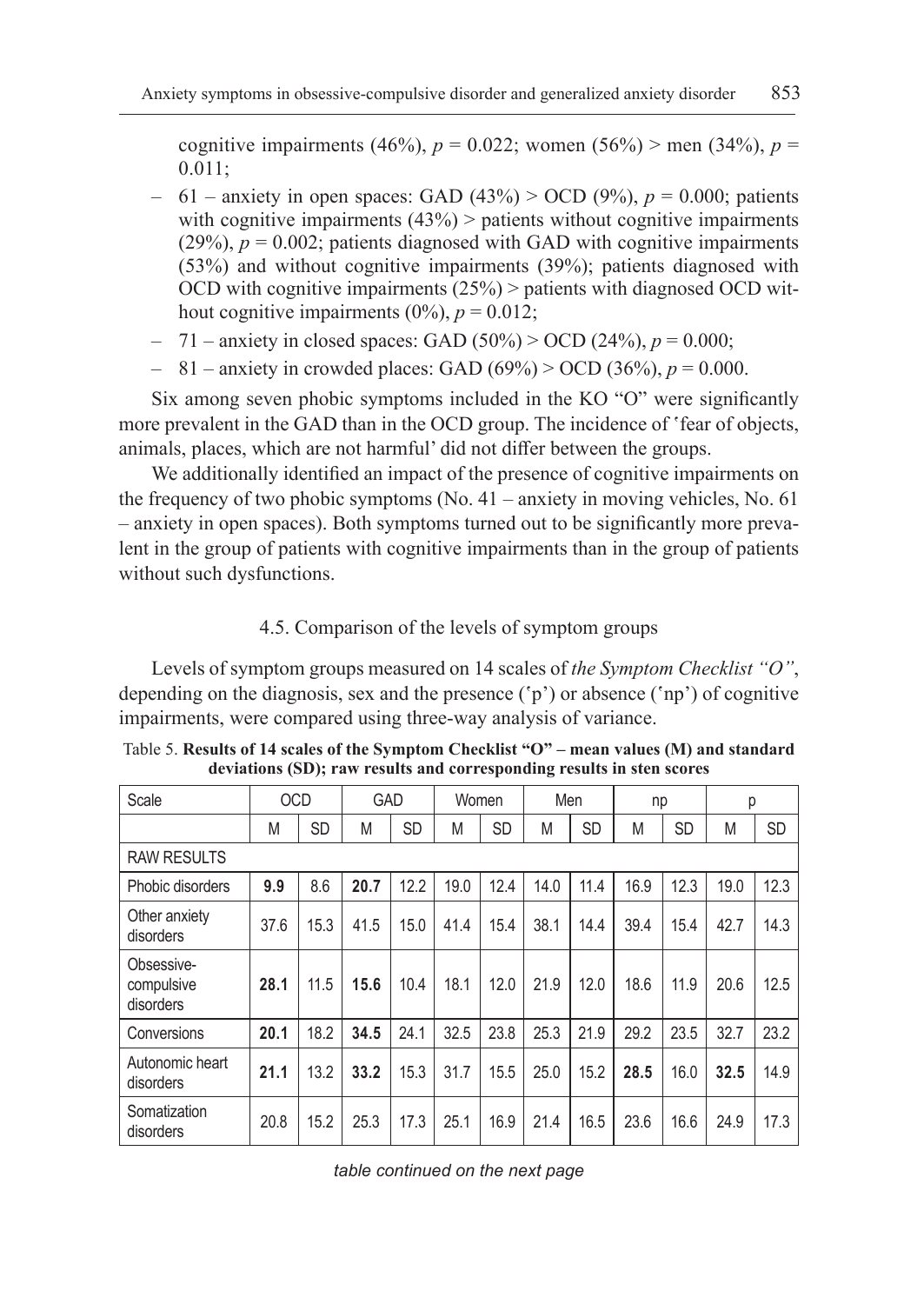cognitive impairments (46%), $p = 0.022$; women (56%) > men (34%), $p = 0.011$;

- 61 – anxiety in open spaces: GAD (43%) > OCD (9%), $p = 0.000$; patients with cognitive impairments (43%) > patients without cognitive impairments (29%), $p = 0.002$; patients diagnosed with GAD with cognitive impairments (53%) and without cognitive impairments (39%); patients diagnosed with OCD with cognitive impairments (25%) > patients with diagnosed OCD without cognitive impairments (0%), $p = 0.012$;
- 71 – anxiety in closed spaces: GAD (50%) > OCD (24%), $p = 0.000$;
- 81 – anxiety in crowded places: GAD (69%) > OCD (36%), $p = 0.000$.

Six among seven phobic symptoms included in the KO "O" were significantly more prevalent in the GAD than in the OCD group. The incidence of 'fear of objects, animals, places, which are not harmful' did not differ between the groups.

We additionally identified an impact of the presence of cognitive impairments on the frequency of two phobic symptoms (No. 41 – anxiety in moving vehicles, No. 61 – anxiety in open spaces). Both symptoms turned out to be significantly more prevalent in the group of patients with cognitive impairments than in the group of patients without such dysfunctions.

### 4.5. Comparison of the levels of symptom groups

Levels of symptom groups measured on 14 scales of *the Symptom Checklist "O"*, depending on the diagnosis, sex and the presence ('p') or absence ('np') of cognitive impairments, were compared using three-way analysis of variance.

Table 5. **Results of 14 scales of the Symptom Checklist "O" – mean values (M) and standard deviations (SD); raw results and corresponding results in sten scores**

| Scale | OCD | | GAD | | Women | | Men | | np | | p | |
|---|---|---|---|---|---|---|---|---|---|---|---|---|
| | M | SD | M | SD | M | SD | M | SD | M | SD | M | SD |
| RAW RESULTS | | | | | | | | | | | | |
| Phobic disorders | **9.9** | 8.6 | **20.7** | 12.2 | 19.0 | 12.4 | 14.0 | 11.4 | 16.9 | 12.3 | 19.0 | 12.3 |
| Other anxiety disorders | 37.6 | 15.3 | 41.5 | 15.0 | 41.4 | 15.4 | 38.1 | 14.4 | 39.4 | 15.4 | 42.7 | 14.3 |
| Obsessive-compulsive disorders | **28.1** | 11.5 | **15.6** | 10.4 | 18.1 | 12.0 | 21.9 | 12.0 | 18.6 | 11.9 | 20.6 | 12.5 |
| Conversions | **20.1** | 18.2 | **34.5** | 24.1 | 32.5 | 23.8 | 25.3 | 21.9 | 29.2 | 23.5 | 32.7 | 23.2 |
| Autonomic heart disorders | **21.1** | 13.2 | **33.2** | 15.3 | 31.7 | 15.5 | 25.0 | 15.2 | **28.5** | 16.0 | **32.5** | 14.9 |
| Somatization disorders | 20.8 | 15.2 | 25.3 | 17.3 | 25.1 | 16.9 | 21.4 | 16.5 | 23.6 | 16.6 | 24.9 | 17.3 |

*table continued on the next page*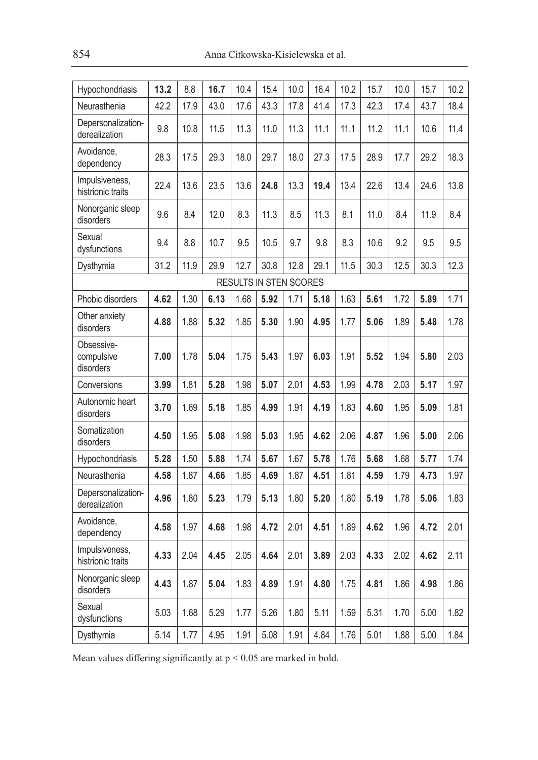| | | | | | | | | | | | | |
|---|---|---|---|---|---|---|---|---|---|---|---|---|
| Hypochondriasis | **13.2** | 8.8 | **16.7** | 10.4 | 15.4 | 10.0 | 16.4 | 10.2 | 15.7 | 10.0 | 15.7 | 10.2 |
| Neurasthenia | 42.2 | 17.9 | 43.0 | 17.6 | 43.3 | 17.8 | 41.4 | 17.3 | 42.3 | 17.4 | 43.7 | 18.4 |
| Depersonalization-derealization | 9.8 | 10.8 | 11.5 | 11.3 | 11.0 | 11.3 | 11.1 | 11.1 | 11.2 | 11.1 | 10.6 | 11.4 |
| Avoidance, dependency | 28.3 | 17.5 | 29.3 | 18.0 | 29.7 | 18.0 | 27.3 | 17.5 | 28.9 | 17.7 | 29.2 | 18.3 |
| Impulsiveness, histrionic traits | 22.4 | 13.6 | 23.5 | 13.6 | **24.8** | 13.3 | **19.4** | 13.4 | 22.6 | 13.4 | 24.6 | 13.8 |
| Nonorganic sleep disorders | 9.6 | 8.4 | 12.0 | 8.3 | 11.3 | 8.5 | 11.3 | 8.1 | 11.0 | 8.4 | 11.9 | 8.4 |
| Sexual dysfunctions | 9.4 | 8.8 | 10.7 | 9.5 | 10.5 | 9.7 | 9.8 | 8.3 | 10.6 | 9.2 | 9.5 | 9.5 |
| Dysthymia | 31.2 | 11.9 | 29.9 | 12.7 | 30.8 | 12.8 | 29.1 | 11.5 | 30.3 | 12.5 | 30.3 | 12.3 |
| RESULTS IN STEN SCORES | | | | | | | | | | | | |
| Phobic disorders | **4.62** | 1.30 | **6.13** | 1.68 | **5.92** | 1.71 | **5.18** | 1.63 | **5.61** | 1.72 | **5.89** | 1.71 |
| Other anxiety disorders | **4.88** | 1.88 | **5.32** | 1.85 | **5.30** | 1.90 | **4.95** | 1.77 | **5.06** | 1.89 | **5.48** | 1.78 |
| Obsessive-compulsive disorders | **7.00** | 1.78 | **5.04** | 1.75 | **5.43** | 1.97 | **6.03** | 1.91 | **5.52** | 1.94 | **5.80** | 2.03 |
| Conversions | **3.99** | 1.81 | **5.28** | 1.98 | **5.07** | 2.01 | **4.53** | 1.99 | **4.78** | 2.03 | **5.17** | 1.97 |
| Autonomic heart disorders | **3.70** | 1.69 | **5.18** | 1.85 | **4.99** | 1.91 | **4.19** | 1.83 | **4.60** | 1.95 | **5.09** | 1.81 |
| Somatization disorders | **4.50** | 1.95 | **5.08** | 1.98 | **5.03** | 1.95 | **4.62** | 2.06 | **4.87** | 1.96 | **5.00** | 2.06 |
| Hypochondriasis | **5.28** | 1.50 | **5.88** | 1.74 | **5.67** | 1.67 | **5.78** | 1.76 | **5.68** | 1.68 | **5.77** | 1.74 |
| Neurasthenia | **4.58** | 1.87 | **4.66** | 1.85 | **4.69** | 1.87 | **4.51** | 1.81 | **4.59** | 1.79 | **4.73** | 1.97 |
| Depersonalization-derealization | **4.96** | 1.80 | **5.23** | 1.79 | **5.13** | 1.80 | **5.20** | 1.80 | **5.19** | 1.78 | **5.06** | 1.83 |
| Avoidance, dependency | **4.58** | 1.97 | **4.68** | 1.98 | **4.72** | 2.01 | **4.51** | 1.89 | **4.62** | 1.96 | **4.72** | 2.01 |
| Impulsiveness, histrionic traits | **4.33** | 2.04 | **4.45** | 2.05 | **4.64** | 2.01 | **3.89** | 2.03 | **4.33** | 2.02 | **4.62** | 2.11 |
| Nonorganic sleep disorders | **4.43** | 1.87 | **5.04** | 1.83 | **4.89** | 1.91 | **4.80** | 1.75 | **4.81** | 1.86 | **4.98** | 1.86 |
| Sexual dysfunctions | 5.03 | 1.68 | 5.29 | 1.77 | 5.26 | 1.80 | 5.11 | 1.59 | 5.31 | 1.70 | 5.00 | 1.82 |
| Dysthymia | 5.14 | 1.77 | 4.95 | 1.91 | 5.08 | 1.91 | 4.84 | 1.76 | 5.01 | 1.88 | 5.00 | 1.84 |

Mean values differing significantly at $p < 0.05$ are marked in bold.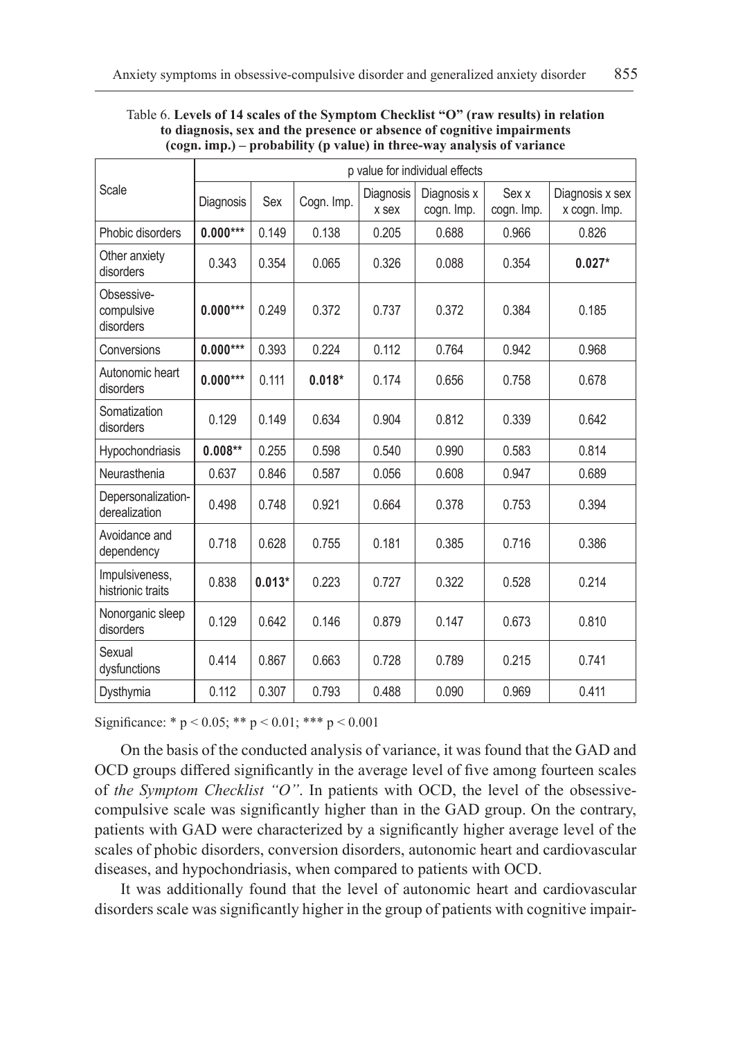Table 6. **Levels of 14 scales of the Symptom Checklist "O" (raw results) in relation to diagnosis, sex and the presence or absence of cognitive impairments (cogn. imp.) – probability (p value) in three-way analysis of variance**

| Scale | p value for individual effects | | | | | | |
|---|---|---|---|---|---|---|---|
| | Diagnosis | Sex | Cogn. Imp. | Diagnosis x sex | Diagnosis x cogn. Imp. | Sex x cogn. Imp. | Diagnosis x sex x cogn. Imp. |
| Phobic disorders | **0.000*** ** | 0.149 | 0.138 | 0.205 | 0.688 | 0.966 | 0.826 |
| Other anxiety disorders | 0.343 | 0.354 | 0.065 | 0.326 | 0.088 | 0.354 | **0.027*** |
| Obsessive-compulsive disorders | **0.000*** ** | 0.249 | 0.372 | 0.737 | 0.372 | 0.384 | 0.185 |
| Conversions | **0.000*** ** | 0.393 | 0.224 | 0.112 | 0.764 | 0.942 | 0.968 |
| Autonomic heart disorders | **0.000*** ** | 0.111 | **0.018*** | 0.174 | 0.656 | 0.758 | 0.678 |
| Somatization disorders | 0.129 | 0.149 | 0.634 | 0.904 | 0.812 | 0.339 | 0.642 |
| Hypochondriasis | **0.008** ** | 0.255 | 0.598 | 0.540 | 0.990 | 0.583 | 0.814 |
| Neurasthenia | 0.637 | 0.846 | 0.587 | 0.056 | 0.608 | 0.947 | 0.689 |
| Depersonalization-derealization | 0.498 | 0.748 | 0.921 | 0.664 | 0.378 | 0.753 | 0.394 |
| Avoidance and dependency | 0.718 | 0.628 | 0.755 | 0.181 | 0.385 | 0.716 | 0.386 |
| Impulsiveness, histrionic traits | 0.838 | **0.013*** | 0.223 | 0.727 | 0.322 | 0.528 | 0.214 |
| Nonorganic sleep disorders | 0.129 | 0.642 | 0.146 | 0.879 | 0.147 | 0.673 | 0.810 |
| Sexual dysfunctions | 0.414 | 0.867 | 0.663 | 0.728 | 0.789 | 0.215 | 0.741 |
| Dysthymia | 0.112 | 0.307 | 0.793 | 0.488 | 0.090 | 0.969 | 0.411 |

Significance: * $p < 0.05$; ** $p < 0.01$; *** $p < 0.001$

On the basis of the conducted analysis of variance, it was found that the GAD and OCD groups differed significantly in the average level of five among fourteen scales of *the Symptom Checklist "O"*. In patients with OCD, the level of the obsessive-compulsive scale was significantly higher than in the GAD group. On the contrary, patients with GAD were characterized by a significantly higher average level of the scales of phobic disorders, conversion disorders, autonomic heart and cardiovascular diseases, and hypochondriasis, when compared to patients with OCD.

It was additionally found that the level of autonomic heart and cardiovascular disorders scale was significantly higher in the group of patients with cognitive impair-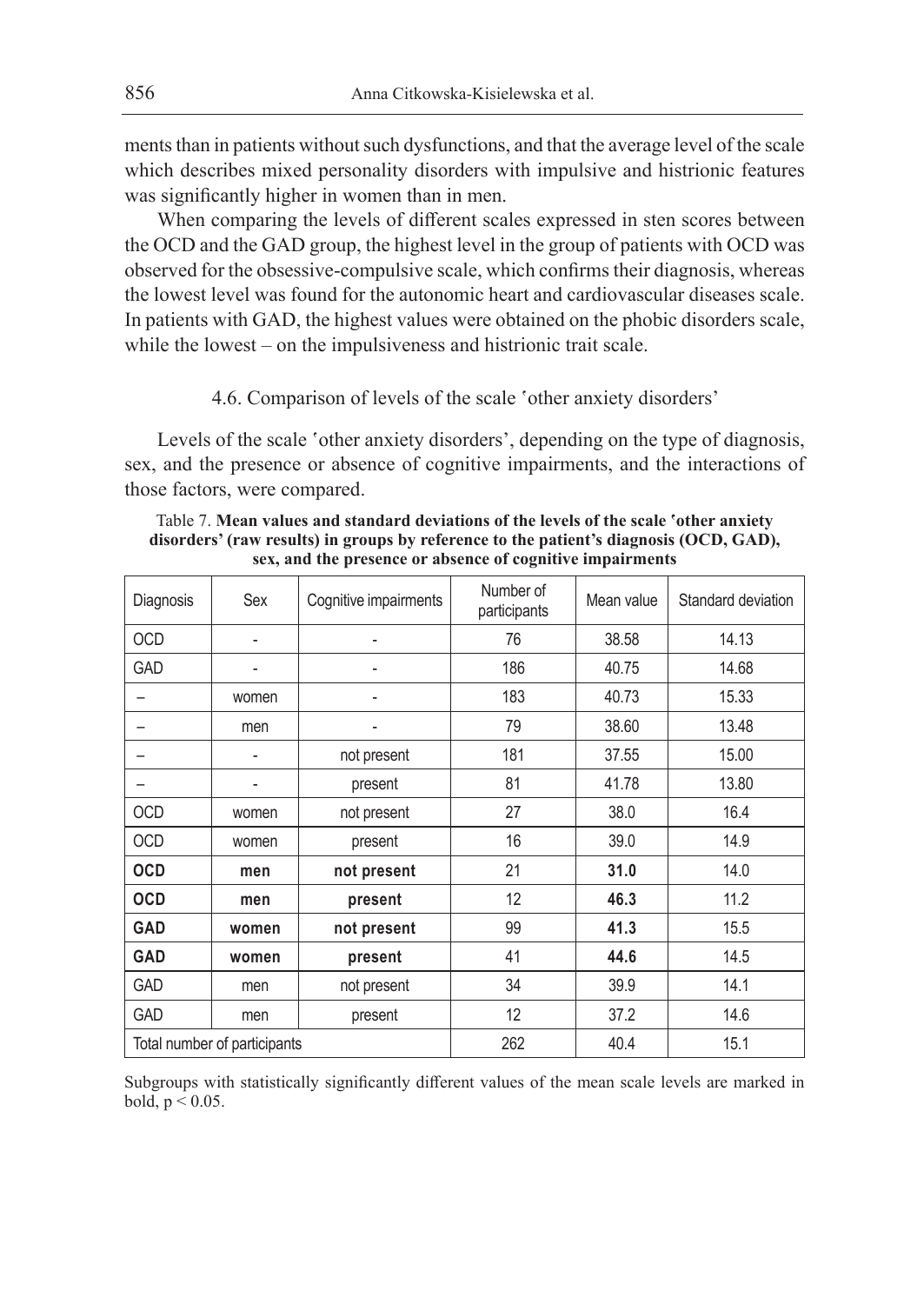ments than in patients without such dysfunctions, and that the average level of the scale which describes mixed personality disorders with impulsive and histrionic features was significantly higher in women than in men.

When comparing the levels of different scales expressed in sten scores between the OCD and the GAD group, the highest level in the group of patients with OCD was observed for the obsessive-compulsive scale, which confirms their diagnosis, whereas the lowest level was found for the autonomic heart and cardiovascular diseases scale. In patients with GAD, the highest values were obtained on the phobic disorders scale, while the lowest – on the impulsiveness and histrionic trait scale.

### 4.6. Comparison of levels of the scale 'other anxiety disorders'

Levels of the scale 'other anxiety disorders', depending on the type of diagnosis, sex, and the presence or absence of cognitive impairments, and the interactions of those factors, were compared.

Table 7. **Mean values and standard deviations of the levels of the scale 'other anxiety disorders' (raw results) in groups by reference to the patient's diagnosis (OCD, GAD), sex, and the presence or absence of cognitive impairments**

| Diagnosis | Sex | Cognitive impairments | Number of participants | Mean value | Standard deviation |
|---|---|---|---|---|---|
| OCD | - | - | 76 | 38.58 | 14.13 |
| GAD | - | - | 186 | 40.75 | 14.68 |
| – | women | - | 183 | 40.73 | 15.33 |
| – | men | - | 79 | 38.60 | 13.48 |
| – | - | not present | 181 | 37.55 | 15.00 |
| – | - | present | 81 | 41.78 | 13.80 |
| OCD | women | not present | 27 | 38.0 | 16.4 |
| OCD | women | present | 16 | 39.0 | 14.9 |
| **OCD** | **men** | **not present** | 21 | **31.0** | 14.0 |
| **OCD** | **men** | **present** | 12 | **46.3** | 11.2 |
| **GAD** | **women** | **not present** | 99 | **41.3** | 15.5 |
| **GAD** | **women** | **present** | 41 | **44.6** | 14.5 |
| GAD | men | not present | 34 | 39.9 | 14.1 |
| GAD | men | present | 12 | 37.2 | 14.6 |
| Total number of participants | | | 262 | 40.4 | 15.1 |

Subgroups with statistically significantly different values of the mean scale levels are marked in bold, $p < 0.05$.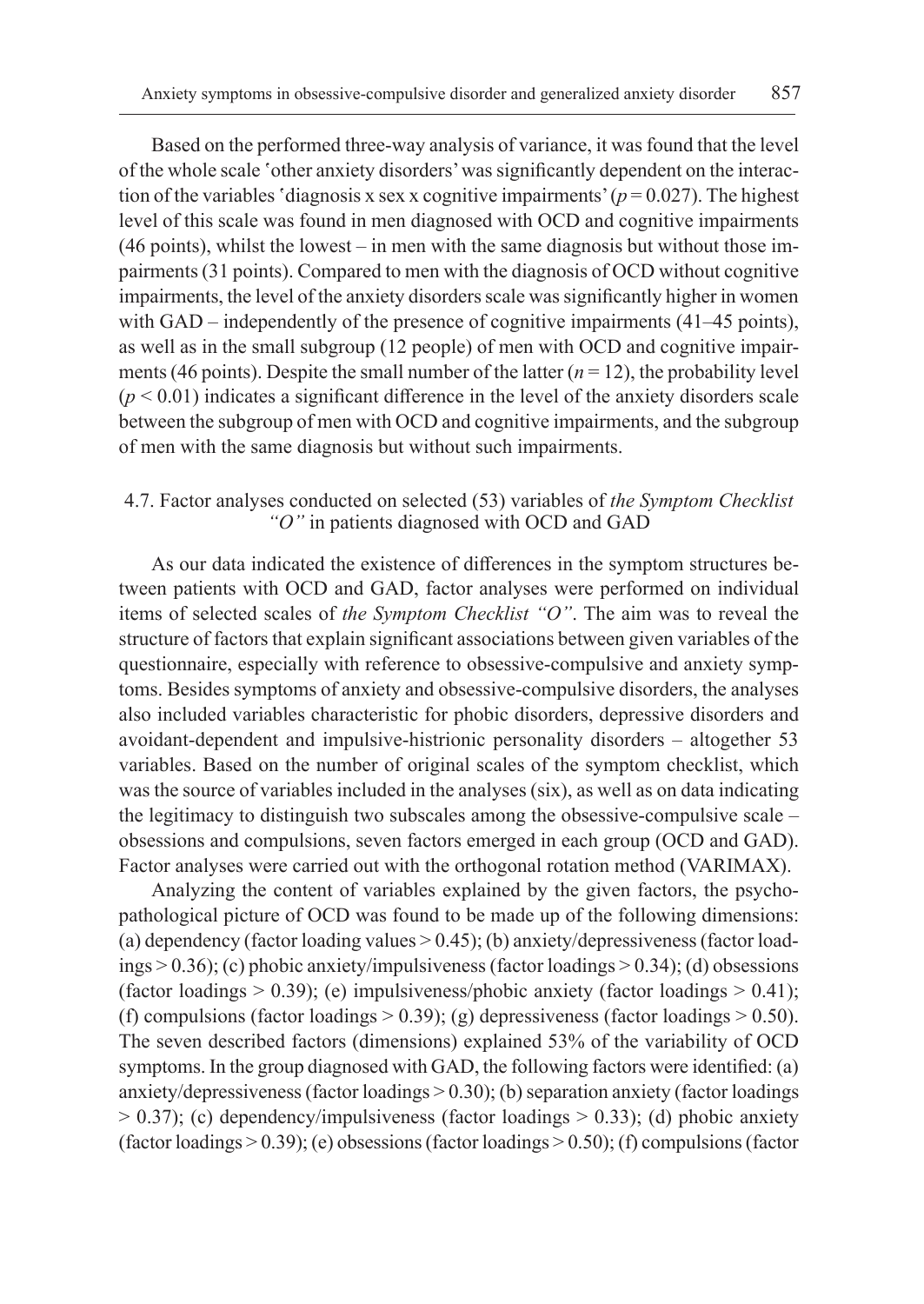Based on the performed three-way analysis of variance, it was found that the level of the whole scale ʽother anxiety disorders' was significantly dependent on the interaction of the variables ʽdiagnosis x sex x cognitive impairments' ($p = 0.027$). The highest level of this scale was found in men diagnosed with OCD and cognitive impairments (46 points), whilst the lowest – in men with the same diagnosis but without those impairments (31 points). Compared to men with the diagnosis of OCD without cognitive impairments, the level of the anxiety disorders scale was significantly higher in women with GAD – independently of the presence of cognitive impairments (41–45 points), as well as in the small subgroup (12 people) of men with OCD and cognitive impairments (46 points). Despite the small number of the latter ($n = 12$), the probability level ($p < 0.01$) indicates a significant difference in the level of the anxiety disorders scale between the subgroup of men with OCD and cognitive impairments, and the subgroup of men with the same diagnosis but without such impairments.

### 4.7. Factor analyses conducted on selected (53) variables of *the Symptom Checklist "O"* in patients diagnosed with OCD and GAD

As our data indicated the existence of differences in the symptom structures between patients with OCD and GAD, factor analyses were performed on individual items of selected scales of *the Symptom Checklist "O"*. The aim was to reveal the structure of factors that explain significant associations between given variables of the questionnaire, especially with reference to obsessive-compulsive and anxiety symptoms. Besides symptoms of anxiety and obsessive-compulsive disorders, the analyses also included variables characteristic for phobic disorders, depressive disorders and avoidant-dependent and impulsive-histrionic personality disorders – altogether 53 variables. Based on the number of original scales of the symptom checklist, which was the source of variables included in the analyses (six), as well as on data indicating the legitimacy to distinguish two subscales among the obsessive-compulsive scale – obsessions and compulsions, seven factors emerged in each group (OCD and GAD). Factor analyses were carried out with the orthogonal rotation method (VARIMAX).

Analyzing the content of variables explained by the given factors, the psychopathological picture of OCD was found to be made up of the following dimensions: (a) dependency (factor loading values > 0.45); (b) anxiety/depressiveness (factor loadings > 0.36); (c) phobic anxiety/impulsiveness (factor loadings > 0.34); (d) obsessions (factor loadings > 0.39); (e) impulsiveness/phobic anxiety (factor loadings > 0.41); (f) compulsions (factor loadings > 0.39); (g) depressiveness (factor loadings > 0.50). The seven described factors (dimensions) explained 53% of the variability of OCD symptoms. In the group diagnosed with GAD, the following factors were identified: (a) anxiety/depressiveness (factor loadings > 0.30); (b) separation anxiety (factor loadings > 0.37); (c) dependency/impulsiveness (factor loadings > 0.33); (d) phobic anxiety (factor loadings > 0.39); (e) obsessions (factor loadings > 0.50); (f) compulsions (factor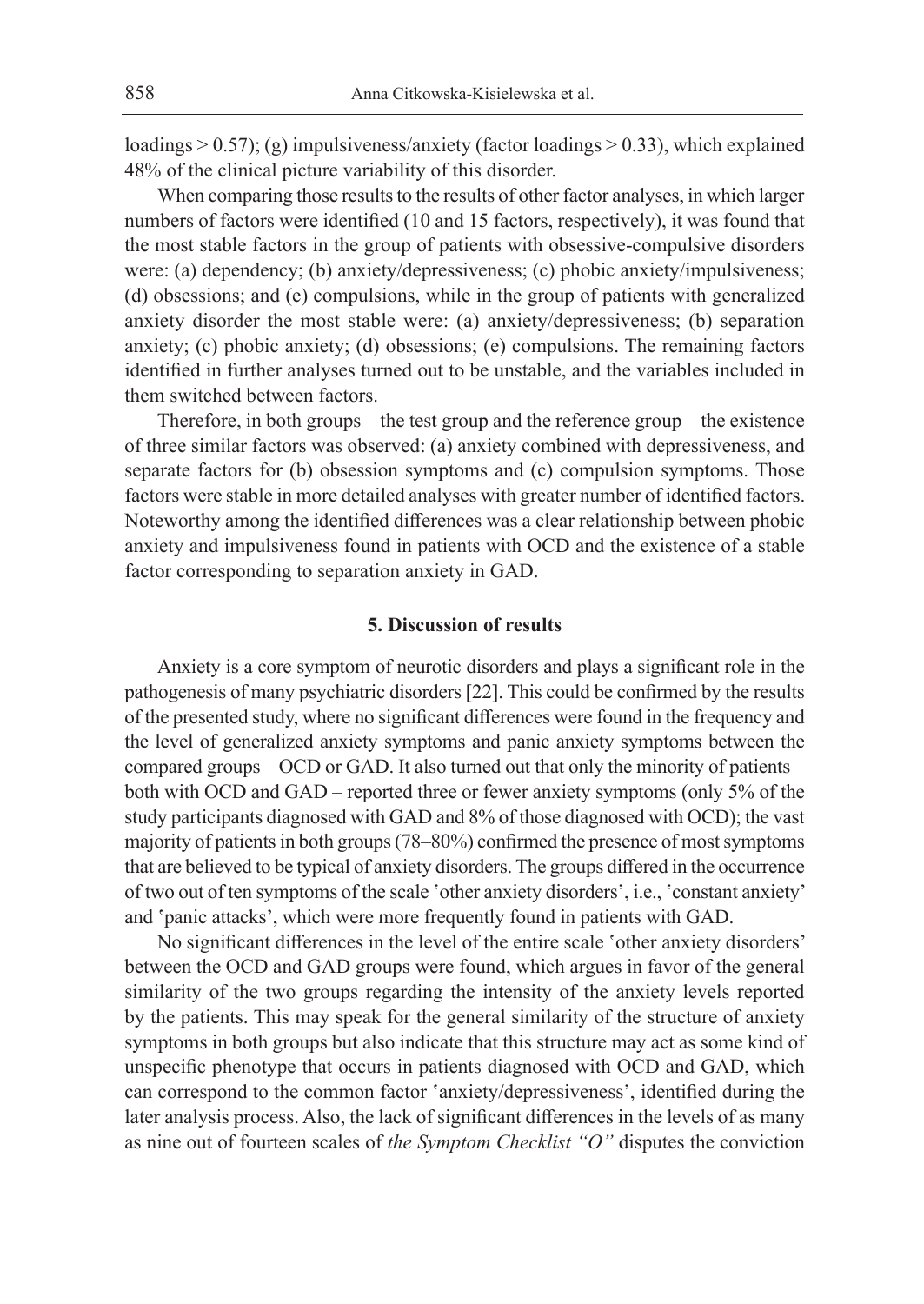loadings > 0.57); (g) impulsiveness/anxiety (factor loadings > 0.33), which explained 48% of the clinical picture variability of this disorder.

When comparing those results to the results of other factor analyses, in which larger numbers of factors were identified (10 and 15 factors, respectively), it was found that the most stable factors in the group of patients with obsessive-compulsive disorders were: (a) dependency; (b) anxiety/depressiveness; (c) phobic anxiety/impulsiveness; (d) obsessions; and (e) compulsions, while in the group of patients with generalized anxiety disorder the most stable were: (a) anxiety/depressiveness; (b) separation anxiety; (c) phobic anxiety; (d) obsessions; (e) compulsions. The remaining factors identified in further analyses turned out to be unstable, and the variables included in them switched between factors.

Therefore, in both groups – the test group and the reference group – the existence of three similar factors was observed: (a) anxiety combined with depressiveness, and separate factors for (b) obsession symptoms and (c) compulsion symptoms. Those factors were stable in more detailed analyses with greater number of identified factors. Noteworthy among the identified differences was a clear relationship between phobic anxiety and impulsiveness found in patients with OCD and the existence of a stable factor corresponding to separation anxiety in GAD.

## 5. Discussion of results

Anxiety is a core symptom of neurotic disorders and plays a significant role in the pathogenesis of many psychiatric disorders [22]. This could be confirmed by the results of the presented study, where no significant differences were found in the frequency and the level of generalized anxiety symptoms and panic anxiety symptoms between the compared groups – OCD or GAD. It also turned out that only the minority of patients – both with OCD and GAD – reported three or fewer anxiety symptoms (only 5% of the study participants diagnosed with GAD and 8% of those diagnosed with OCD); the vast majority of patients in both groups (78–80%) confirmed the presence of most symptoms that are believed to be typical of anxiety disorders. The groups differed in the occurrence of two out of ten symptoms of the scale ʽother anxiety disorders', i.e., ʽconstant anxiety' and ʽpanic attacks', which were more frequently found in patients with GAD.

No significant differences in the level of the entire scale ʽother anxiety disorders' between the OCD and GAD groups were found, which argues in favor of the general similarity of the two groups regarding the intensity of the anxiety levels reported by the patients. This may speak for the general similarity of the structure of anxiety symptoms in both groups but also indicate that this structure may act as some kind of unspecific phenotype that occurs in patients diagnosed with OCD and GAD, which can correspond to the common factor ʽanxiety/depressiveness', identified during the later analysis process. Also, the lack of significant differences in the levels of as many as nine out of fourteen scales of *the Symptom Checklist "O"* disputes the conviction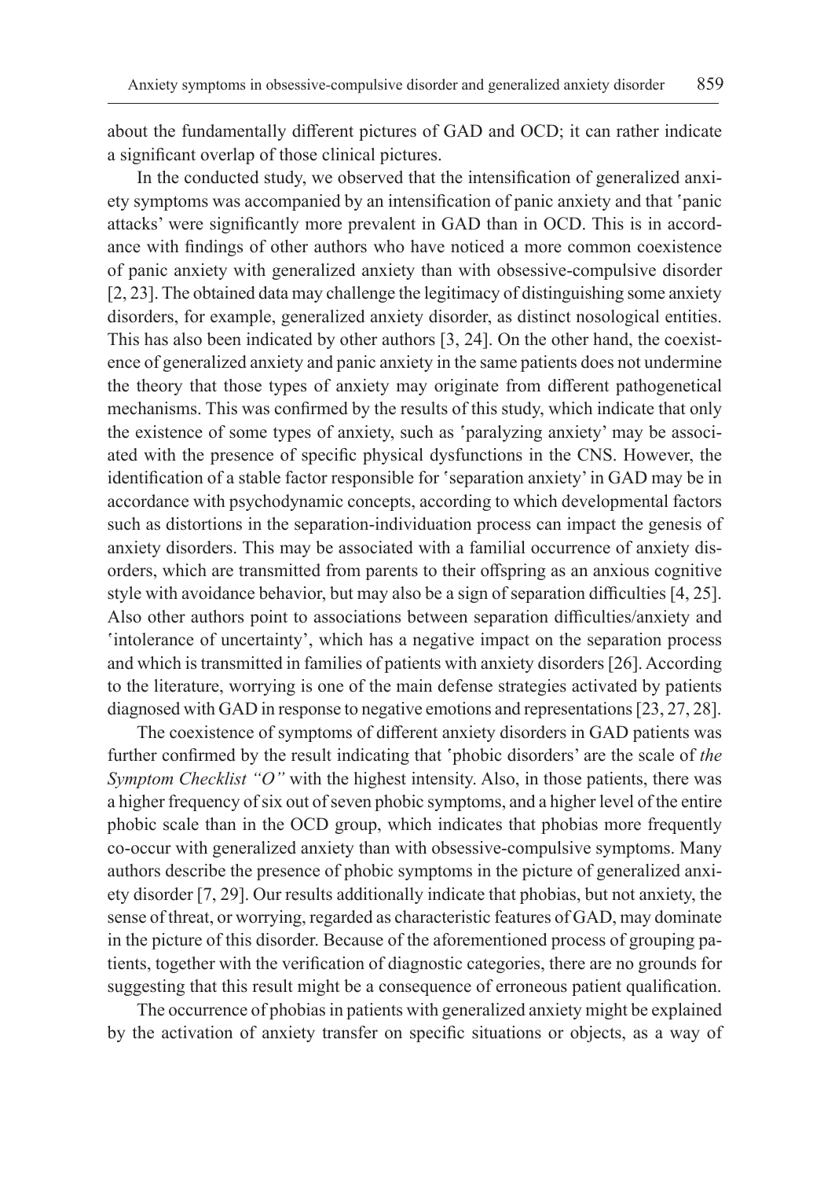about the fundamentally different pictures of GAD and OCD; it can rather indicate a significant overlap of those clinical pictures.

In the conducted study, we observed that the intensification of generalized anxiety symptoms was accompanied by an intensification of panic anxiety and that 'panic attacks' were significantly more prevalent in GAD than in OCD. This is in accordance with findings of other authors who have noticed a more common coexistence of panic anxiety with generalized anxiety than with obsessive-compulsive disorder [2, 23]. The obtained data may challenge the legitimacy of distinguishing some anxiety disorders, for example, generalized anxiety disorder, as distinct nosological entities. This has also been indicated by other authors [3, 24]. On the other hand, the coexistence of generalized anxiety and panic anxiety in the same patients does not undermine the theory that those types of anxiety may originate from different pathogenetical mechanisms. This was confirmed by the results of this study, which indicate that only the existence of some types of anxiety, such as 'paralyzing anxiety' may be associated with the presence of specific physical dysfunctions in the CNS. However, the identification of a stable factor responsible for 'separation anxiety' in GAD may be in accordance with psychodynamic concepts, according to which developmental factors such as distortions in the separation-individuation process can impact the genesis of anxiety disorders. This may be associated with a familial occurrence of anxiety disorders, which are transmitted from parents to their offspring as an anxious cognitive style with avoidance behavior, but may also be a sign of separation difficulties [4, 25]. Also other authors point to associations between separation difficulties/anxiety and 'intolerance of uncertainty', which has a negative impact on the separation process and which is transmitted in families of patients with anxiety disorders [26]. According to the literature, worrying is one of the main defense strategies activated by patients diagnosed with GAD in response to negative emotions and representations [23, 27, 28].

The coexistence of symptoms of different anxiety disorders in GAD patients was further confirmed by the result indicating that 'phobic disorders' are the scale of *the Symptom Checklist "O"* with the highest intensity. Also, in those patients, there was a higher frequency of six out of seven phobic symptoms, and a higher level of the entire phobic scale than in the OCD group, which indicates that phobias more frequently co-occur with generalized anxiety than with obsessive-compulsive symptoms. Many authors describe the presence of phobic symptoms in the picture of generalized anxiety disorder [7, 29]. Our results additionally indicate that phobias, but not anxiety, the sense of threat, or worrying, regarded as characteristic features of GAD, may dominate in the picture of this disorder. Because of the aforementioned process of grouping patients, together with the verification of diagnostic categories, there are no grounds for suggesting that this result might be a consequence of erroneous patient qualification.

The occurrence of phobias in patients with generalized anxiety might be explained by the activation of anxiety transfer on specific situations or objects, as a way of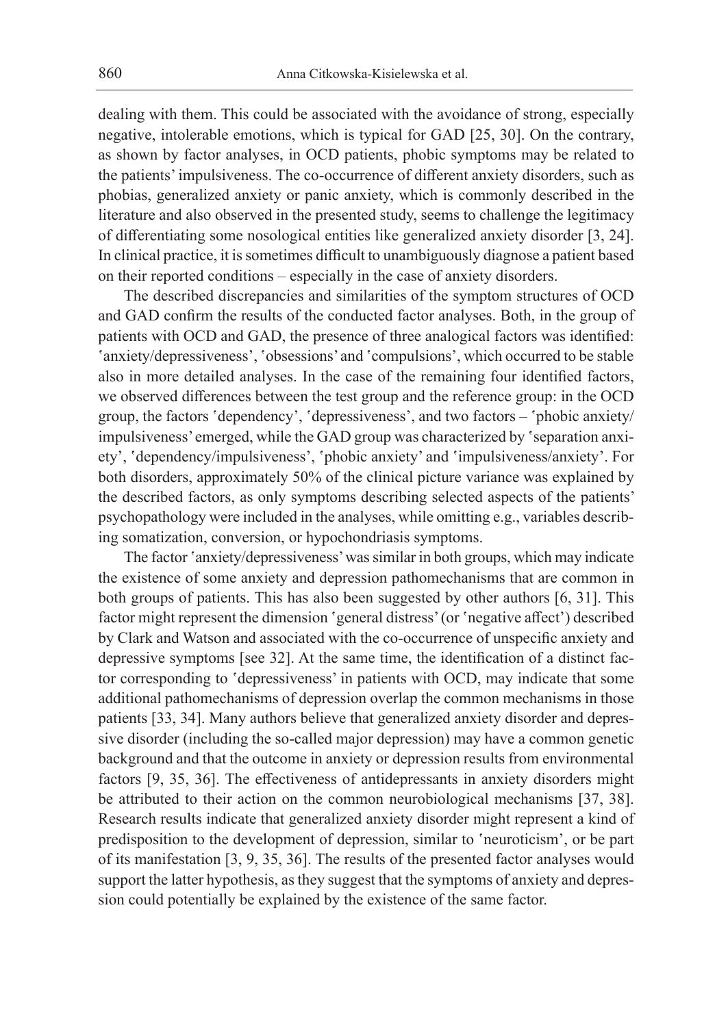dealing with them. This could be associated with the avoidance of strong, especially negative, intolerable emotions, which is typical for GAD [25, 30]. On the contrary, as shown by factor analyses, in OCD patients, phobic symptoms may be related to the patients' impulsiveness. The co-occurrence of different anxiety disorders, such as phobias, generalized anxiety or panic anxiety, which is commonly described in the literature and also observed in the presented study, seems to challenge the legitimacy of differentiating some nosological entities like generalized anxiety disorder [3, 24]. In clinical practice, it is sometimes difficult to unambiguously diagnose a patient based on their reported conditions – especially in the case of anxiety disorders.

The described discrepancies and similarities of the symptom structures of OCD and GAD confirm the results of the conducted factor analyses. Both, in the group of patients with OCD and GAD, the presence of three analogical factors was identified: 'anxiety/depressiveness', 'obsessions' and 'compulsions', which occurred to be stable also in more detailed analyses. In the case of the remaining four identified factors, we observed differences between the test group and the reference group: in the OCD group, the factors 'dependency', 'depressiveness', and two factors – 'phobic anxiety/impulsiveness' emerged, while the GAD group was characterized by 'separation anxiety', 'dependency/impulsiveness', 'phobic anxiety' and 'impulsiveness/anxiety'. For both disorders, approximately 50% of the clinical picture variance was explained by the described factors, as only symptoms describing selected aspects of the patients' psychopathology were included in the analyses, while omitting e.g., variables describing somatization, conversion, or hypochondriasis symptoms.

The factor 'anxiety/depressiveness' was similar in both groups, which may indicate the existence of some anxiety and depression pathomechanisms that are common in both groups of patients. This has also been suggested by other authors [6, 31]. This factor might represent the dimension 'general distress' (or 'negative affect') described by Clark and Watson and associated with the co-occurrence of unspecific anxiety and depressive symptoms [see 32]. At the same time, the identification of a distinct factor corresponding to 'depressiveness' in patients with OCD, may indicate that some additional pathomechanisms of depression overlap the common mechanisms in those patients [33, 34]. Many authors believe that generalized anxiety disorder and depressive disorder (including the so-called major depression) may have a common genetic background and that the outcome in anxiety or depression results from environmental factors [9, 35, 36]. The effectiveness of antidepressants in anxiety disorders might be attributed to their action on the common neurobiological mechanisms [37, 38]. Research results indicate that generalized anxiety disorder might represent a kind of predisposition to the development of depression, similar to 'neuroticism', or be part of its manifestation [3, 9, 35, 36]. The results of the presented factor analyses would support the latter hypothesis, as they suggest that the symptoms of anxiety and depression could potentially be explained by the existence of the same factor.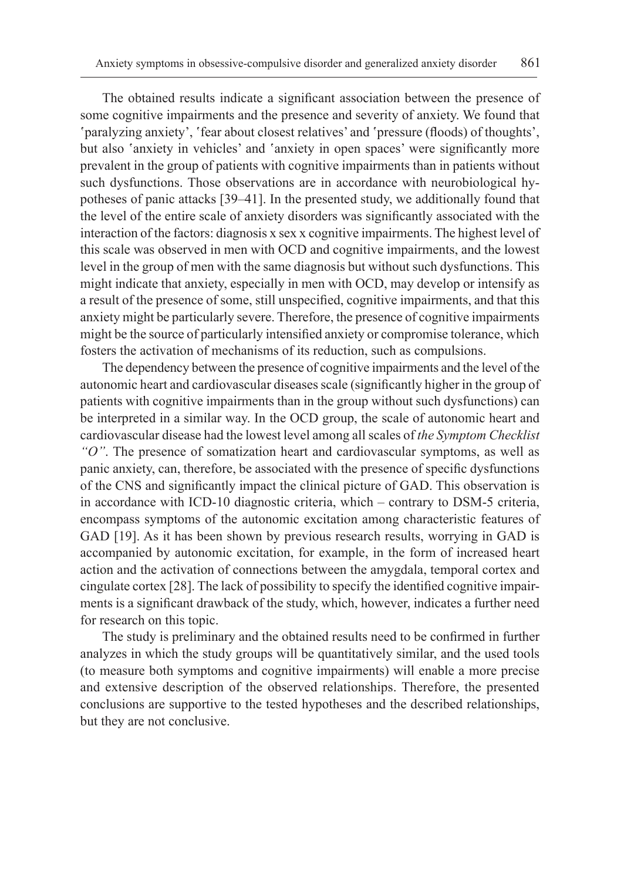The obtained results indicate a significant association between the presence of some cognitive impairments and the presence and severity of anxiety. We found that ʻparalyzing anxiety’, ʻfear about closest relatives’ and ʻpressure (floods) of thoughts’, but also ʻanxiety in vehicles’ and ʻanxiety in open spaces’ were significantly more prevalent in the group of patients with cognitive impairments than in patients without such dysfunctions. Those observations are in accordance with neurobiological hypotheses of panic attacks [39–41]. In the presented study, we additionally found that the level of the entire scale of anxiety disorders was significantly associated with the interaction of the factors: diagnosis x sex x cognitive impairments. The highest level of this scale was observed in men with OCD and cognitive impairments, and the lowest level in the group of men with the same diagnosis but without such dysfunctions. This might indicate that anxiety, especially in men with OCD, may develop or intensify as a result of the presence of some, still unspecified, cognitive impairments, and that this anxiety might be particularly severe. Therefore, the presence of cognitive impairments might be the source of particularly intensified anxiety or compromise tolerance, which fosters the activation of mechanisms of its reduction, such as compulsions.

The dependency between the presence of cognitive impairments and the level of the autonomic heart and cardiovascular diseases scale (significantly higher in the group of patients with cognitive impairments than in the group without such dysfunctions) can be interpreted in a similar way. In the OCD group, the scale of autonomic heart and cardiovascular disease had the lowest level among all scales of *the Symptom Checklist “O”*. The presence of somatization heart and cardiovascular symptoms, as well as panic anxiety, can, therefore, be associated with the presence of specific dysfunctions of the CNS and significantly impact the clinical picture of GAD. This observation is in accordance with ICD-10 diagnostic criteria, which – contrary to DSM-5 criteria, encompass symptoms of the autonomic excitation among characteristic features of GAD [19]. As it has been shown by previous research results, worrying in GAD is accompanied by autonomic excitation, for example, in the form of increased heart action and the activation of connections between the amygdala, temporal cortex and cingulate cortex [28]. The lack of possibility to specify the identified cognitive impairments is a significant drawback of the study, which, however, indicates a further need for research on this topic.

The study is preliminary and the obtained results need to be confirmed in further analyzes in which the study groups will be quantitatively similar, and the used tools (to measure both symptoms and cognitive impairments) will enable a more precise and extensive description of the observed relationships. Therefore, the presented conclusions are supportive to the tested hypotheses and the described relationships, but they are not conclusive.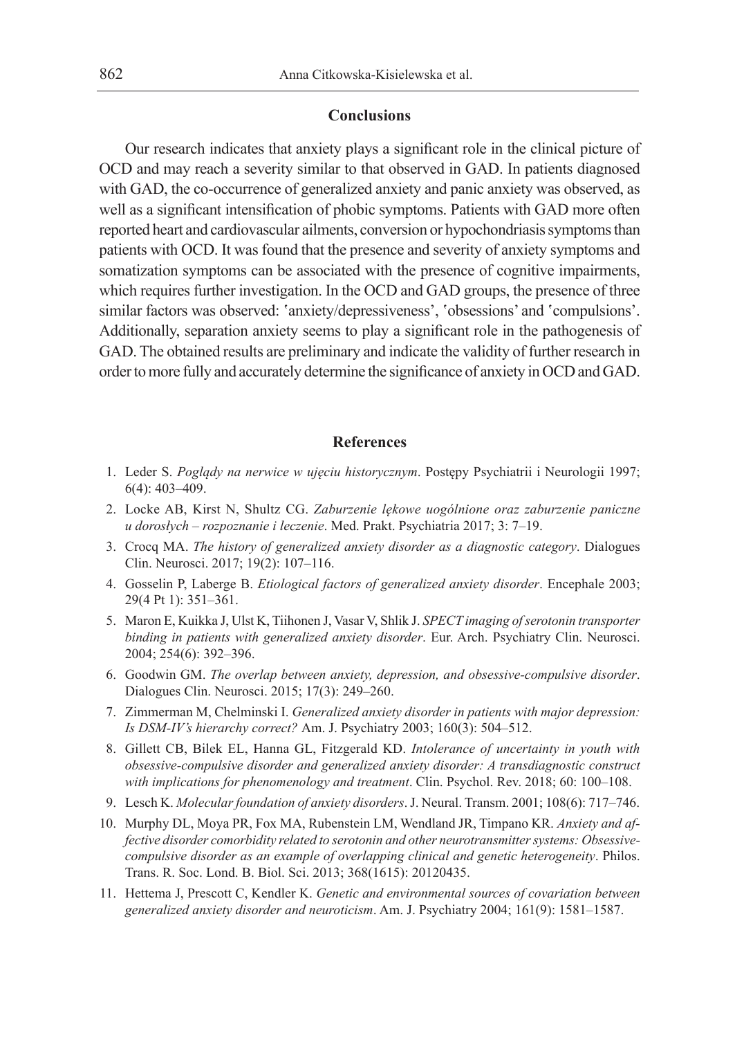## Conclusions

Our research indicates that anxiety plays a significant role in the clinical picture of OCD and may reach a severity similar to that observed in GAD. In patients diagnosed with GAD, the co-occurrence of generalized anxiety and panic anxiety was observed, as well as a significant intensification of phobic symptoms. Patients with GAD more often reported heart and cardiovascular ailments, conversion or hypochondriasis symptoms than patients with OCD. It was found that the presence and severity of anxiety symptoms and somatization symptoms can be associated with the presence of cognitive impairments, which requires further investigation. In the OCD and GAD groups, the presence of three similar factors was observed: ʻanxiety/depressiveness', ʻobsessions' and ʻcompulsions'. Additionally, separation anxiety seems to play a significant role in the pathogenesis of GAD. The obtained results are preliminary and indicate the validity of further research in order to more fully and accurately determine the significance of anxiety in OCD and GAD.

## References

1. Leder S. *Poglądy na nerwice w ujęciu historycznym*. Postępy Psychiatrii i Neurologii 1997; 6(4): 403–409.
2. Locke AB, Kirst N, Shultz CG. *Zaburzenie lękowe uogólnione oraz zaburzenie paniczne u dorosłych – rozpoznanie i leczenie*. Med. Prakt. Psychiatria 2017; 3: 7–19.
3. Crocq MA. *The history of generalized anxiety disorder as a diagnostic category*. Dialogues Clin. Neurosci. 2017; 19(2): 107–116.
4. Gosselin P, Laberge B. *Etiological factors of generalized anxiety disorder*. Encephale 2003; 29(4 Pt 1): 351–361.
5. Maron E, Kuikka J, Ulst K, Tiihonen J, Vasar V, Shlik J. *SPECT imaging of serotonin transporter binding in patients with generalized anxiety disorder*. Eur. Arch. Psychiatry Clin. Neurosci. 2004; 254(6): 392–396.
6. Goodwin GM. *The overlap between anxiety, depression, and obsessive-compulsive disorder*. Dialogues Clin. Neurosci. 2015; 17(3): 249–260.
7. Zimmerman M, Chelminski I. *Generalized anxiety disorder in patients with major depression: Is DSM-IV's hierarchy correct?* Am. J. Psychiatry 2003; 160(3): 504–512.
8. Gillett CB, Bilek EL, Hanna GL, Fitzgerald KD. *Intolerance of uncertainty in youth with obsessive-compulsive disorder and generalized anxiety disorder: A transdiagnostic construct with implications for phenomenology and treatment*. Clin. Psychol. Rev. 2018; 60: 100–108.
9. Lesch K. *Molecular foundation of anxiety disorders*. J. Neural. Transm. 2001; 108(6): 717–746.
10. Murphy DL, Moya PR, Fox MA, Rubenstein LM, Wendland JR, Timpano KR. *Anxiety and affective disorder comorbidity related to serotonin and other neurotransmitter systems: Obsessive-compulsive disorder as an example of overlapping clinical and genetic heterogeneity*. Philos. Trans. R. Soc. Lond. B. Biol. Sci. 2013; 368(1615): 20120435.
11. Hettema J, Prescott C, Kendler K. *Genetic and environmental sources of covariation between generalized anxiety disorder and neuroticism*. Am. J. Psychiatry 2004; 161(9): 1581–1587.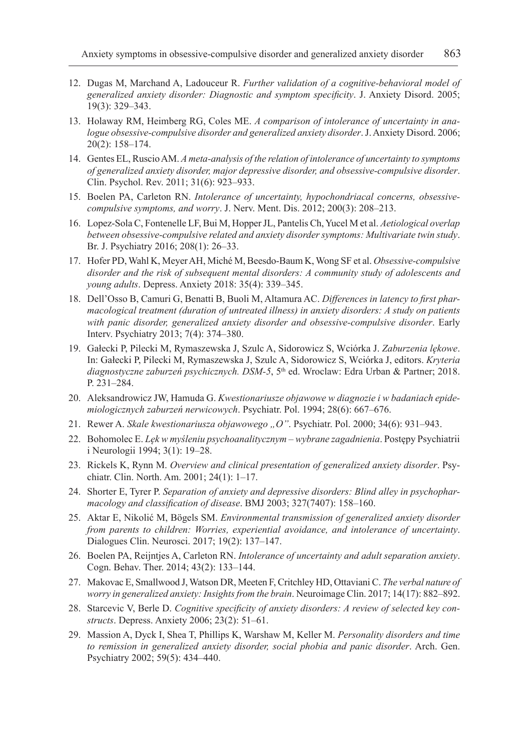12. Dugas M, Marchand A, Ladouceur R. *Further validation of a cognitive-behavioral model of generalized anxiety disorder: Diagnostic and symptom specificity*. J. Anxiety Disord. 2005; 19(3): 329–343.
13. Holaway RM, Heimberg RG, Coles ME. *A comparison of intolerance of uncertainty in analogue obsessive-compulsive disorder and generalized anxiety disorder*. J. Anxiety Disord. 2006; 20(2): 158–174.
14. Gentes EL, Ruscio AM. *A meta-analysis of the relation of intolerance of uncertainty to symptoms of generalized anxiety disorder, major depressive disorder, and obsessive-compulsive disorder*. Clin. Psychol. Rev. 2011; 31(6): 923–933.
15. Boelen PA, Carleton RN. *Intolerance of uncertainty, hypochondriacal concerns, obsessive-compulsive symptoms, and worry*. J. Nerv. Ment. Dis. 2012; 200(3): 208–213.
16. Lopez-Sola C, Fontenelle LF, Bui M, Hopper JL, Pantelis Ch, Yucel M et al. *Aetiological overlap between obsessive-compulsive related and anxiety disorder symptoms: Multivariate twin study*. Br. J. Psychiatry 2016; 208(1): 26–33.
17. Hofer PD, Wahl K, Meyer AH, Miché M, Beesdo-Baum K, Wong SF et al. *Obsessive-compulsive disorder and the risk of subsequent mental disorders: A community study of adolescents and young adults*. Depress. Anxiety 2018: 35(4): 339–345.
18. Dell'Osso B, Camuri G, Benatti B, Buoli M, Altamura AC. *Differences in latency to first pharmacological treatment (duration of untreated illness) in anxiety disorders: A study on patients with panic disorder, generalized anxiety disorder and obsessive-compulsive disorder*. Early Interv. Psychiatry 2013; 7(4): 374–380.
19. Gałecki P, Pilecki M, Rymaszewska J, Szulc A, Sidorowicz S, Wciórka J. *Zaburzenia lękowe*. In: Gałecki P, Pilecki M, Rymaszewska J, Szulc A, Sidorowicz S, Wciórka J, editors. *Kryteria diagnostyczne zaburzeń psychicznych. DSM-5*, 5th ed. Wroclaw: Edra Urban & Partner; 2018. P. 231–284.
20. Aleksandrowicz JW, Hamuda G. *Kwestionariusze objawowe w diagnozie i w badaniach epidemiologicznych zaburzeń nerwicowych*. Psychiatr. Pol. 1994; 28(6): 667–676.
21. Rewer A. *Skale kwestionariusza objawowego „O"*. Psychiatr. Pol. 2000; 34(6): 931–943.
22. Bohomolec E. *Lęk w myśleniu psychoanalitycznym – wybrane zagadnienia*. Postępy Psychiatrii i Neurologii 1994; 3(1): 19–28.
23. Rickels K, Rynn M. *Overview and clinical presentation of generalized anxiety disorder*. Psychiatr. Clin. North. Am. 2001; 24(1): 1–17.
24. Shorter E, Tyrer P. *Separation of anxiety and depressive disorders: Blind alley in psychopharmacology and classification of disease*. BMJ 2003; 327(7407): 158–160.
25. Aktar E, Nikolić M, Bögels SM. *Environmental transmission of generalized anxiety disorder from parents to children: Worries, experiential avoidance, and intolerance of uncertainty*. Dialogues Clin. Neurosci. 2017; 19(2): 137–147.
26. Boelen PA, Reijntjes A, Carleton RN. *Intolerance of uncertainty and adult separation anxiety*. Cogn. Behav. Ther. 2014; 43(2): 133–144.
27. Makovac E, Smallwood J, Watson DR, Meeten F, Critchley HD, Ottaviani C. *The verbal nature of worry in generalized anxiety: Insights from the brain*. Neuroimage Clin. 2017; 14(17): 882–892.
28. Starcevic V, Berle D. *Cognitive specificity of anxiety disorders: A review of selected key constructs*. Depress. Anxiety 2006; 23(2): 51–61.
29. Massion A, Dyck I, Shea T, Phillips K, Warshaw M, Keller M. *Personality disorders and time to remission in generalized anxiety disorder, social phobia and panic disorder*. Arch. Gen. Psychiatry 2002; 59(5): 434–440.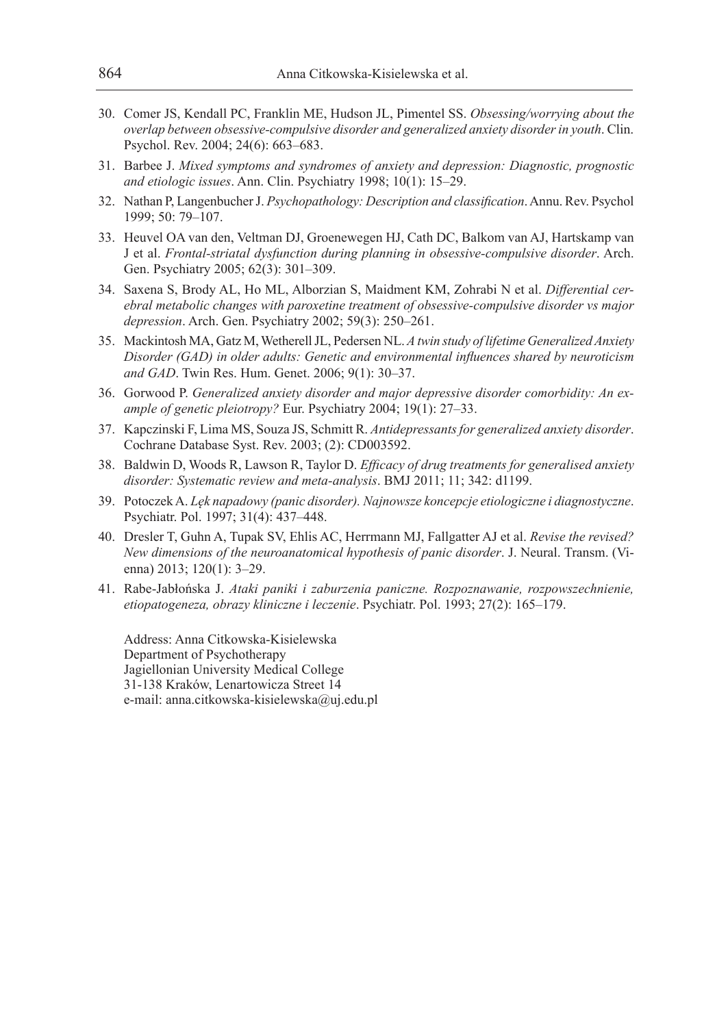30. Comer JS, Kendall PC, Franklin ME, Hudson JL, Pimentel SS. *Obsessing/worrying about the overlap between obsessive-compulsive disorder and generalized anxiety disorder in youth*. Clin. Psychol. Rev. 2004; 24(6): 663–683.
31. Barbee J. *Mixed symptoms and syndromes of anxiety and depression: Diagnostic, prognostic and etiologic issues*. Ann. Clin. Psychiatry 1998; 10(1): 15–29.
32. Nathan P, Langenbucher J. *Psychopathology: Description and classification*. Annu. Rev. Psychol 1999; 50: 79–107.
33. Heuvel OA van den, Veltman DJ, Groenewegen HJ, Cath DC, Balkom van AJ, Hartskamp van J et al. *Frontal-striatal dysfunction during planning in obsessive-compulsive disorder*. Arch. Gen. Psychiatry 2005; 62(3): 301–309.
34. Saxena S, Brody AL, Ho ML, Alborzian S, Maidment KM, Zohrabi N et al. *Differential cerebral metabolic changes with paroxetine treatment of obsessive-compulsive disorder vs major depression*. Arch. Gen. Psychiatry 2002; 59(3): 250–261.
35. Mackintosh MA, Gatz M, Wetherell JL, Pedersen NL. *A twin study of lifetime Generalized Anxiety Disorder (GAD) in older adults: Genetic and environmental influences shared by neuroticism and GAD*. Twin Res. Hum. Genet. 2006; 9(1): 30–37.
36. Gorwood P. *Generalized anxiety disorder and major depressive disorder comorbidity: An example of genetic pleiotropy?* Eur. Psychiatry 2004; 19(1): 27–33.
37. Kapczinski F, Lima MS, Souza JS, Schmitt R. *Antidepressants for generalized anxiety disorder*. Cochrane Database Syst. Rev. 2003; (2): CD003592.
38. Baldwin D, Woods R, Lawson R, Taylor D. *Efficacy of drug treatments for generalised anxiety disorder: Systematic review and meta-analysis*. BMJ 2011; 11; 342: d1199.
39. Potoczek A. *Lęk napadowy (panic disorder). Najnowsze koncepcje etiologiczne i diagnostyczne*. Psychiatr. Pol. 1997; 31(4): 437–448.
40. Dresler T, Guhn A, Tupak SV, Ehlis AC, Herrmann MJ, Fallgatter AJ et al. *Revise the revised? New dimensions of the neuroanatomical hypothesis of panic disorder*. J. Neural. Transm. (Vienna) 2013; 120(1): 3–29.
41. Rabe-Jabłońska J. *Ataki paniki i zaburzenia paniczne. Rozpoznawanie, rozpowszechnienie, etiopatogeneza, obrazy kliniczne i leczenie*. Psychiatr. Pol. 1993; 27(2): 165–179.

Address: Anna Citkowska-Kisielewska
Department of Psychotherapy
Jagiellonian University Medical College
31-138 Kraków, Lenartowicza Street 14
e-mail: anna.citkowska-kisielewska@uj.edu.pl